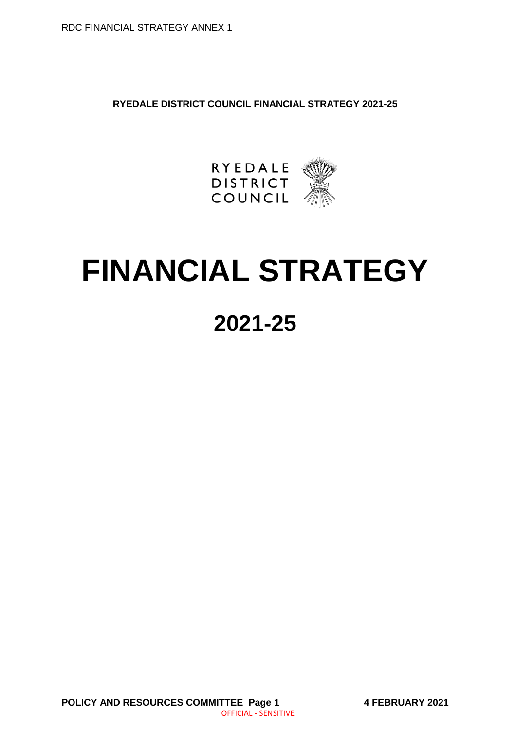**RYEDALE DISTRICT COUNCIL FINANCIAL STRATEGY 2021-25**

RYEDALE DISTRICT COUNCIL

# FINANCIAL STRATEGY

## 2021-25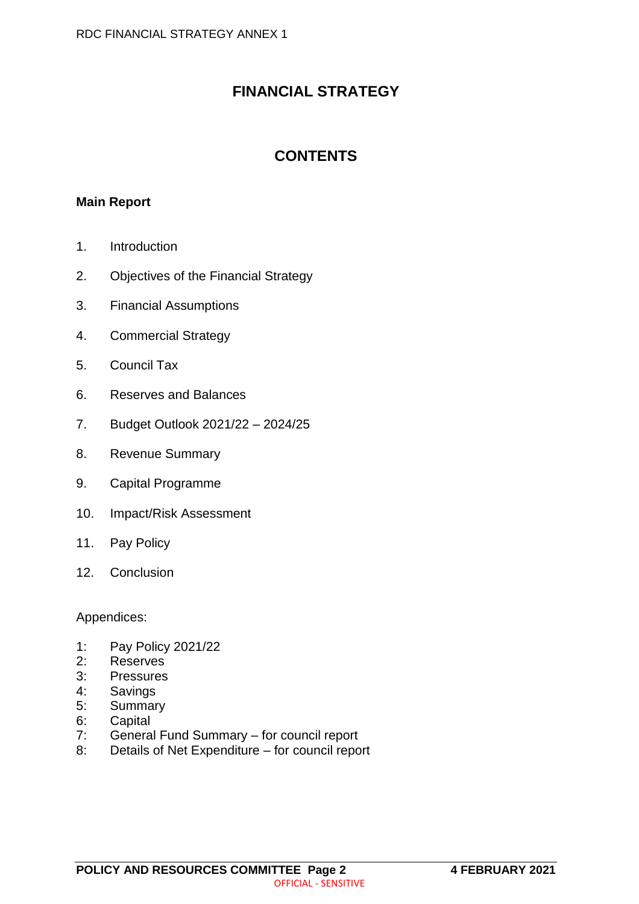# FINANCIAL STRATEGY

## CONTENTS

**Main Report**

1. Introduction
2. Objectives of the Financial Strategy
3. Financial Assumptions
4. Commercial Strategy
5. Council Tax
6. Reserves and Balances
7. Budget Outlook 2021/22 – 2024/25
8. Revenue Summary
9. Capital Programme
10. Impact/Risk Assessment
11. Pay Policy
12. Conclusion

Appendices:

1: Pay Policy 2021/22
2: Reserves
3: Pressures
4: Savings
5: Summary
6: Capital
7: General Fund Summary – for council report
8: Details of Net Expenditure – for council report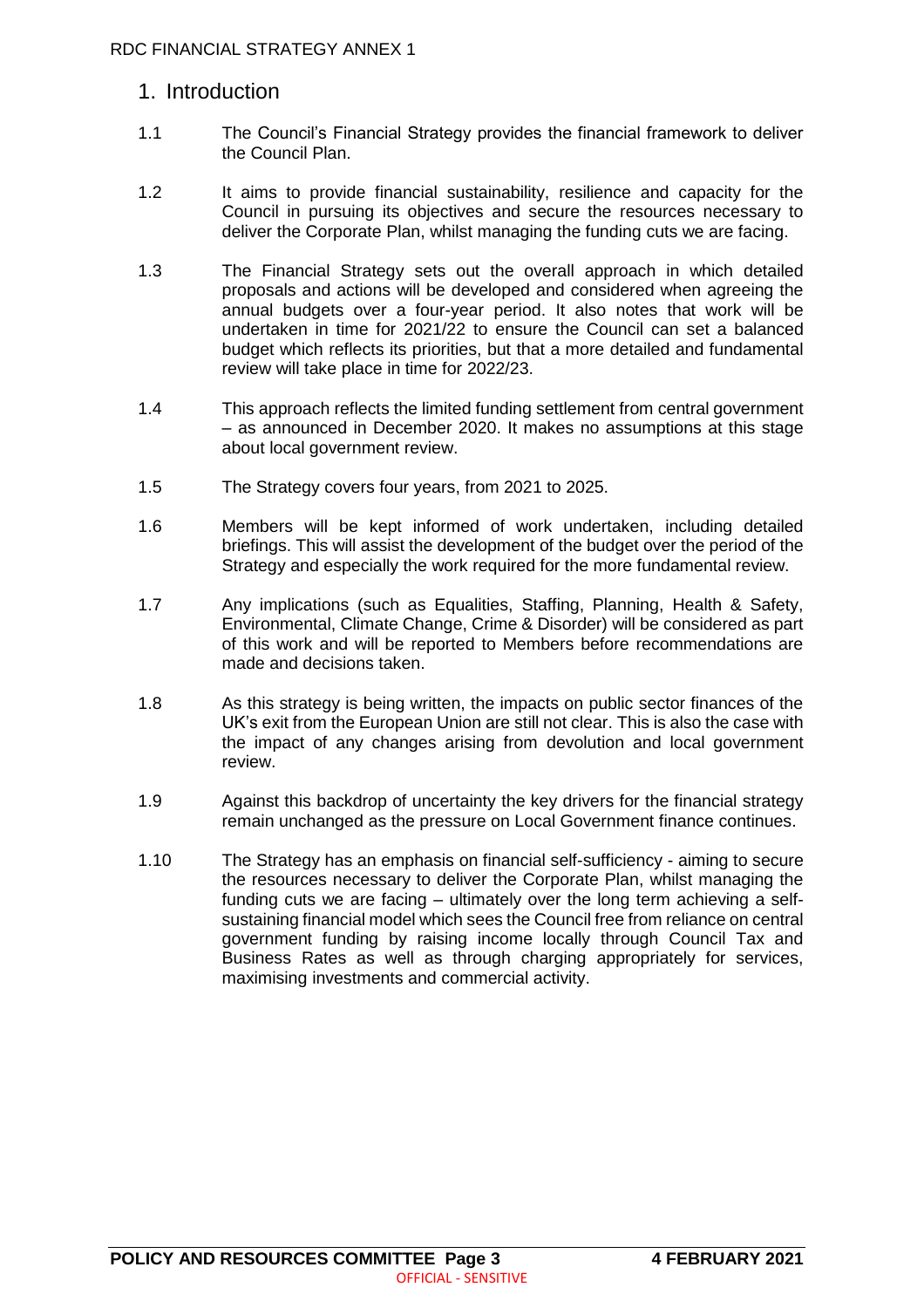## 1. Introduction

1.1 The Council's Financial Strategy provides the financial framework to deliver the Council Plan.

1.2 It aims to provide financial sustainability, resilience and capacity for the Council in pursuing its objectives and secure the resources necessary to deliver the Corporate Plan, whilst managing the funding cuts we are facing.

1.3 The Financial Strategy sets out the overall approach in which detailed proposals and actions will be developed and considered when agreeing the annual budgets over a four-year period. It also notes that work will be undertaken in time for 2021/22 to ensure the Council can set a balanced budget which reflects its priorities, but that a more detailed and fundamental review will take place in time for 2022/23.

1.4 This approach reflects the limited funding settlement from central government – as announced in December 2020. It makes no assumptions at this stage about local government review.

1.5 The Strategy covers four years, from 2021 to 2025.

1.6 Members will be kept informed of work undertaken, including detailed briefings. This will assist the development of the budget over the period of the Strategy and especially the work required for the more fundamental review.

1.7 Any implications (such as Equalities, Staffing, Planning, Health & Safety, Environmental, Climate Change, Crime & Disorder) will be considered as part of this work and will be reported to Members before recommendations are made and decisions taken.

1.8 As this strategy is being written, the impacts on public sector finances of the UK's exit from the European Union are still not clear. This is also the case with the impact of any changes arising from devolution and local government review.

1.9 Against this backdrop of uncertainty the key drivers for the financial strategy remain unchanged as the pressure on Local Government finance continues.

1.10 The Strategy has an emphasis on financial self-sufficiency - aiming to secure the resources necessary to deliver the Corporate Plan, whilst managing the funding cuts we are facing – ultimately over the long term achieving a self-sustaining financial model which sees the Council free from reliance on central government funding by raising income locally through Council Tax and Business Rates as well as through charging appropriately for services, maximising investments and commercial activity.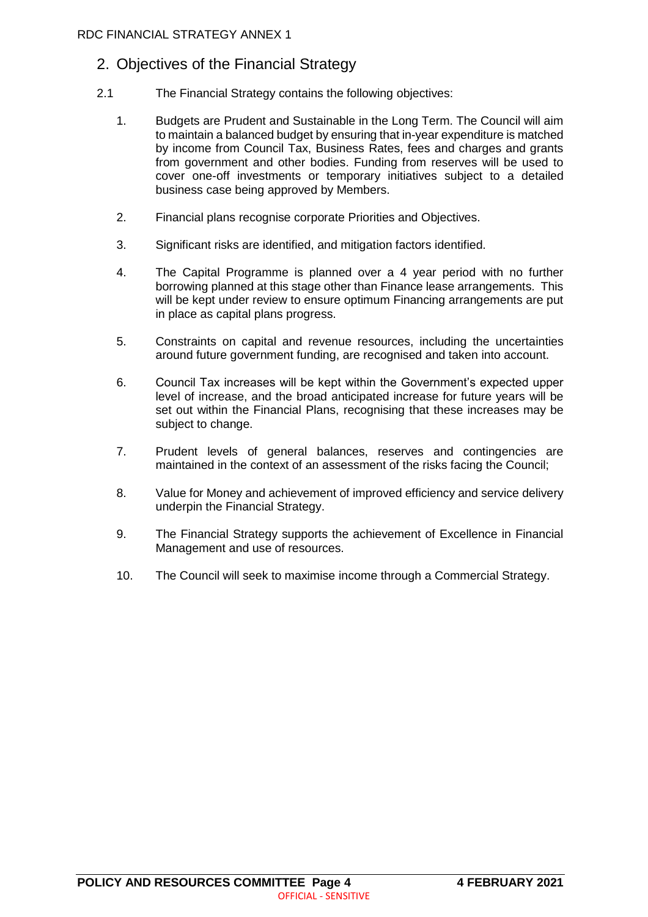## 2. Objectives of the Financial Strategy

2.1 The Financial Strategy contains the following objectives:

1. Budgets are Prudent and Sustainable in the Long Term. The Council will aim to maintain a balanced budget by ensuring that in-year expenditure is matched by income from Council Tax, Business Rates, fees and charges and grants from government and other bodies. Funding from reserves will be used to cover one-off investments or temporary initiatives subject to a detailed business case being approved by Members.

2. Financial plans recognise corporate Priorities and Objectives.

3. Significant risks are identified, and mitigation factors identified.

4. The Capital Programme is planned over a 4 year period with no further borrowing planned at this stage other than Finance lease arrangements. This will be kept under review to ensure optimum Financing arrangements are put in place as capital plans progress.

5. Constraints on capital and revenue resources, including the uncertainties around future government funding, are recognised and taken into account.

6. Council Tax increases will be kept within the Government's expected upper level of increase, and the broad anticipated increase for future years will be set out within the Financial Plans, recognising that these increases may be subject to change.

7. Prudent levels of general balances, reserves and contingencies are maintained in the context of an assessment of the risks facing the Council;

8. Value for Money and achievement of improved efficiency and service delivery underpin the Financial Strategy.

9. The Financial Strategy supports the achievement of Excellence in Financial Management and use of resources.

10. The Council will seek to maximise income through a Commercial Strategy.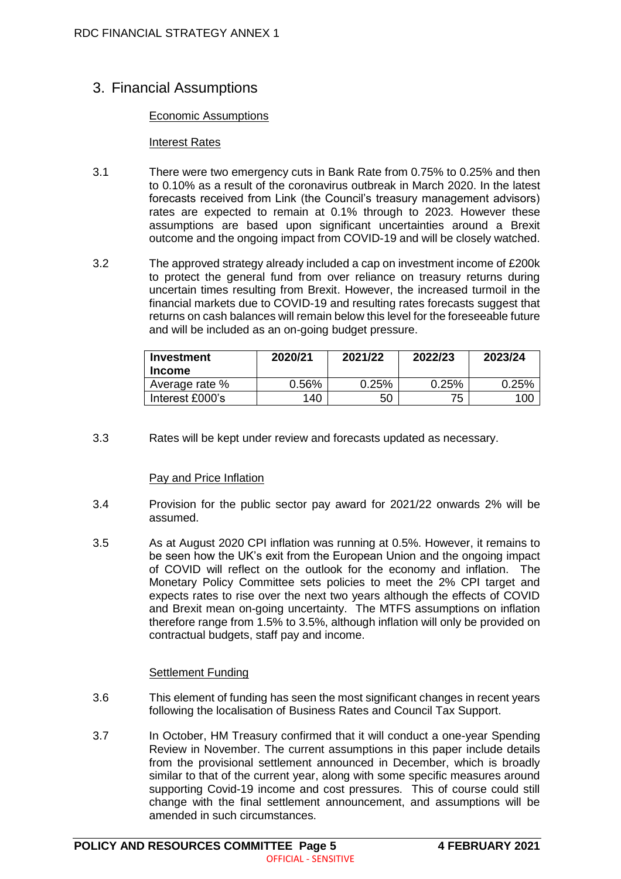## 3. Financial Assumptions

### Economic Assumptions

#### Interest Rates

3.1 There were two emergency cuts in Bank Rate from 0.75% to 0.25% and then to 0.10% as a result of the coronavirus outbreak in March 2020. In the latest forecasts received from Link (the Council's treasury management advisors) rates are expected to remain at 0.1% through to 2023. However these assumptions are based upon significant uncertainties around a Brexit outcome and the ongoing impact from COVID-19 and will be closely watched.

3.2 The approved strategy already included a cap on investment income of £200k to protect the general fund from over reliance on treasury returns during uncertain times resulting from Brexit. However, the increased turmoil in the financial markets due to COVID-19 and resulting rates forecasts suggest that returns on cash balances will remain below this level for the foreseeable future and will be included as an on-going budget pressure.

| Investment Income | 2020/21 | 2021/22 | 2022/23 | 2023/24 |
|---|---|---|---|---|
| Average rate % | 0.56% | 0.25% | 0.25% | 0.25% |
| Interest £000's | 140 | 50 | 75 | 100 |

3.3 Rates will be kept under review and forecasts updated as necessary.

#### Pay and Price Inflation

3.4 Provision for the public sector pay award for 2021/22 onwards 2% will be assumed.

3.5 As at August 2020 CPI inflation was running at 0.5%. However, it remains to be seen how the UK's exit from the European Union and the ongoing impact of COVID will reflect on the outlook for the economy and inflation. The Monetary Policy Committee sets policies to meet the 2% CPI target and expects rates to rise over the next two years although the effects of COVID and Brexit mean on-going uncertainty. The MTFS assumptions on inflation therefore range from 1.5% to 3.5%, although inflation will only be provided on contractual budgets, staff pay and income.

#### Settlement Funding

3.6 This element of funding has seen the most significant changes in recent years following the localisation of Business Rates and Council Tax Support.

3.7 In October, HM Treasury confirmed that it will conduct a one-year Spending Review in November. The current assumptions in this paper include details from the provisional settlement announced in December, which is broadly similar to that of the current year, along with some specific measures around supporting Covid-19 income and cost pressures. This of course could still change with the final settlement announcement, and assumptions will be amended in such circumstances.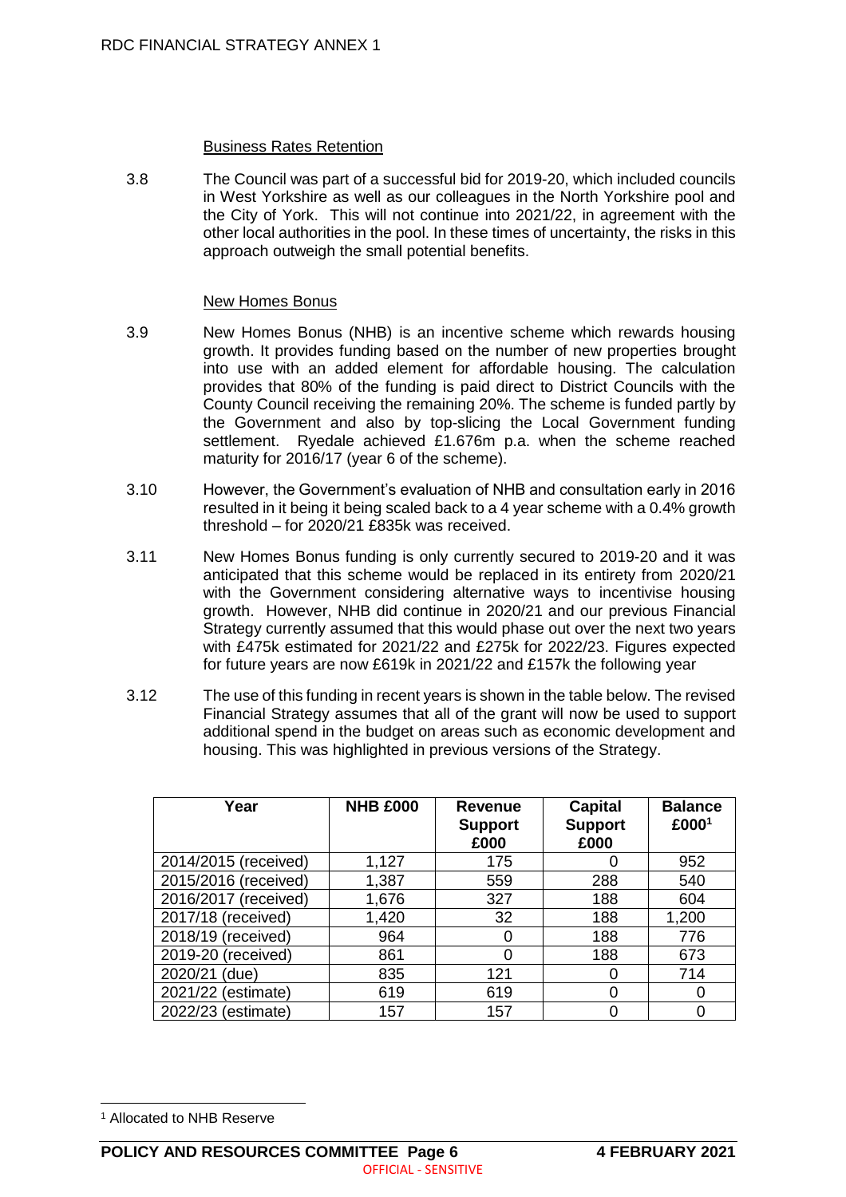### Business Rates Retention

3.8 The Council was part of a successful bid for 2019-20, which included councils in West Yorkshire as well as our colleagues in the North Yorkshire pool and the City of York. This will not continue into 2021/22, in agreement with the other local authorities in the pool. In these times of uncertainty, the risks in this approach outweigh the small potential benefits.

### New Homes Bonus

3.9 New Homes Bonus (NHB) is an incentive scheme which rewards housing growth. It provides funding based on the number of new properties brought into use with an added element for affordable housing. The calculation provides that 80% of the funding is paid direct to District Councils with the County Council receiving the remaining 20%. The scheme is funded partly by the Government and also by top-slicing the Local Government funding settlement. Ryedale achieved £1.676m p.a. when the scheme reached maturity for 2016/17 (year 6 of the scheme).

3.10 However, the Government's evaluation of NHB and consultation early in 2016 resulted in it being it being scaled back to a 4 year scheme with a 0.4% growth threshold – for 2020/21 £835k was received.

3.11 New Homes Bonus funding is only currently secured to 2019-20 and it was anticipated that this scheme would be replaced in its entirety from 2020/21 with the Government considering alternative ways to incentivise housing growth. However, NHB did continue in 2020/21 and our previous Financial Strategy currently assumed that this would phase out over the next two years with £475k estimated for 2021/22 and £275k for 2022/23. Figures expected for future years are now £619k in 2021/22 and £157k the following year

3.12 The use of this funding in recent years is shown in the table below. The revised Financial Strategy assumes that all of the grant will now be used to support additional spend in the budget on areas such as economic development and housing. This was highlighted in previous versions of the Strategy.

| Year | NHB £000 | Revenue Support £000 | Capital Support £000 | Balance £000[1] |
|---|---|---|---|---|
| 2014/2015 (received) | 1,127 | 175 | 0 | 952 |
| 2015/2016 (received) | 1,387 | 559 | 288 | 540 |
| 2016/2017 (received) | 1,676 | 327 | 188 | 604 |
| 2017/18 (received) | 1,420 | 32 | 188 | 1,200 |
| 2018/19 (received) | 964 | 0 | 188 | 776 |
| 2019-20 (received) | 861 | 0 | 188 | 673 |
| 2020/21 (due) | 835 | 121 | 0 | 714 |
| 2021/22 (estimate) | 619 | 619 | 0 | 0 |
| 2022/23 (estimate) | 157 | 157 | 0 | 0 |

[1] Allocated to NHB Reserve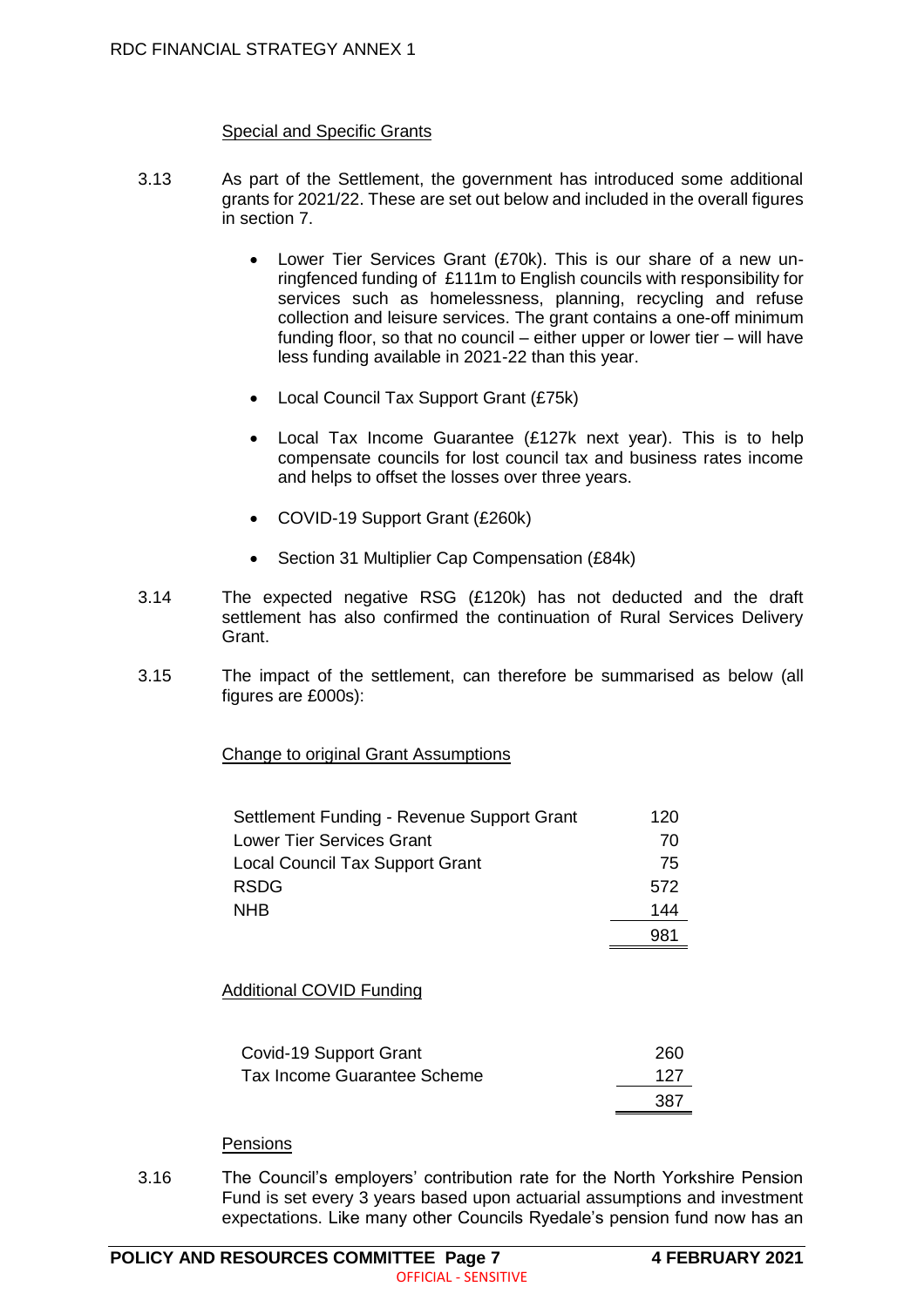### Special and Specific Grants

3.13 As part of the Settlement, the government has introduced some additional grants for 2021/22. These are set out below and included in the overall figures in section 7.

- Lower Tier Services Grant (£70k). This is our share of a new un-ringfenced funding of £111m to English councils with responsibility for services such as homelessness, planning, recycling and refuse collection and leisure services. The grant contains a one-off minimum funding floor, so that no council – either upper or lower tier – will have less funding available in 2021-22 than this year.
- Local Council Tax Support Grant (£75k)
- Local Tax Income Guarantee (£127k next year). This is to help compensate councils for lost council tax and business rates income and helps to offset the losses over three years.
- COVID-19 Support Grant (£260k)
- Section 31 Multiplier Cap Compensation (£84k)

3.14 The expected negative RSG (£120k) has not deducted and the draft settlement has also confirmed the continuation of Rural Services Delivery Grant.

3.15 The impact of the settlement, can therefore be summarised as below (all figures are £000s):

**Change to original Grant Assumptions**

| | |
|---|---|
| Settlement Funding - Revenue Support Grant | 120 |
| Lower Tier Services Grant | 70 |
| Local Council Tax Support Grant | 75 |
| RSDG | 572 |
| NHB | 144 |
| | 981 |

**Additional COVID Funding**

| | |
|---|---|
| Covid-19 Support Grant | 260 |
| Tax Income Guarantee Scheme | 127 |
| | 387 |

### Pensions

3.16 The Council's employers' contribution rate for the North Yorkshire Pension Fund is set every 3 years based upon actuarial assumptions and investment expectations. Like many other Councils Ryedale's pension fund now has an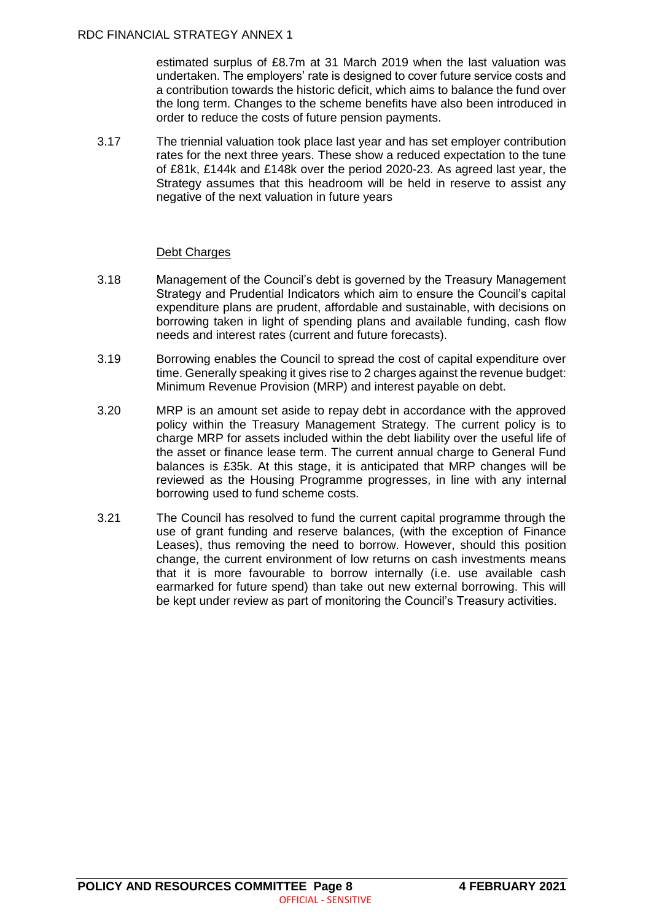estimated surplus of £8.7m at 31 March 2019 when the last valuation was undertaken. The employers' rate is designed to cover future service costs and a contribution towards the historic deficit, which aims to balance the fund over the long term. Changes to the scheme benefits have also been introduced in order to reduce the costs of future pension payments.

3.17 The triennial valuation took place last year and has set employer contribution rates for the next three years. These show a reduced expectation to the tune of £81k, £144k and £148k over the period 2020-23. As agreed last year, the Strategy assumes that this headroom will be held in reserve to assist any negative of the next valuation in future years

### Debt Charges

3.18 Management of the Council's debt is governed by the Treasury Management Strategy and Prudential Indicators which aim to ensure the Council's capital expenditure plans are prudent, affordable and sustainable, with decisions on borrowing taken in light of spending plans and available funding, cash flow needs and interest rates (current and future forecasts).

3.19 Borrowing enables the Council to spread the cost of capital expenditure over time. Generally speaking it gives rise to 2 charges against the revenue budget: Minimum Revenue Provision (MRP) and interest payable on debt.

3.20 MRP is an amount set aside to repay debt in accordance with the approved policy within the Treasury Management Strategy. The current policy is to charge MRP for assets included within the debt liability over the useful life of the asset or finance lease term. The current annual charge to General Fund balances is £35k. At this stage, it is anticipated that MRP changes will be reviewed as the Housing Programme progresses, in line with any internal borrowing used to fund scheme costs.

3.21 The Council has resolved to fund the current capital programme through the use of grant funding and reserve balances, (with the exception of Finance Leases), thus removing the need to borrow. However, should this position change, the current environment of low returns on cash investments means that it is more favourable to borrow internally (i.e. use available cash earmarked for future spend) than take out new external borrowing. This will be kept under review as part of monitoring the Council's Treasury activities.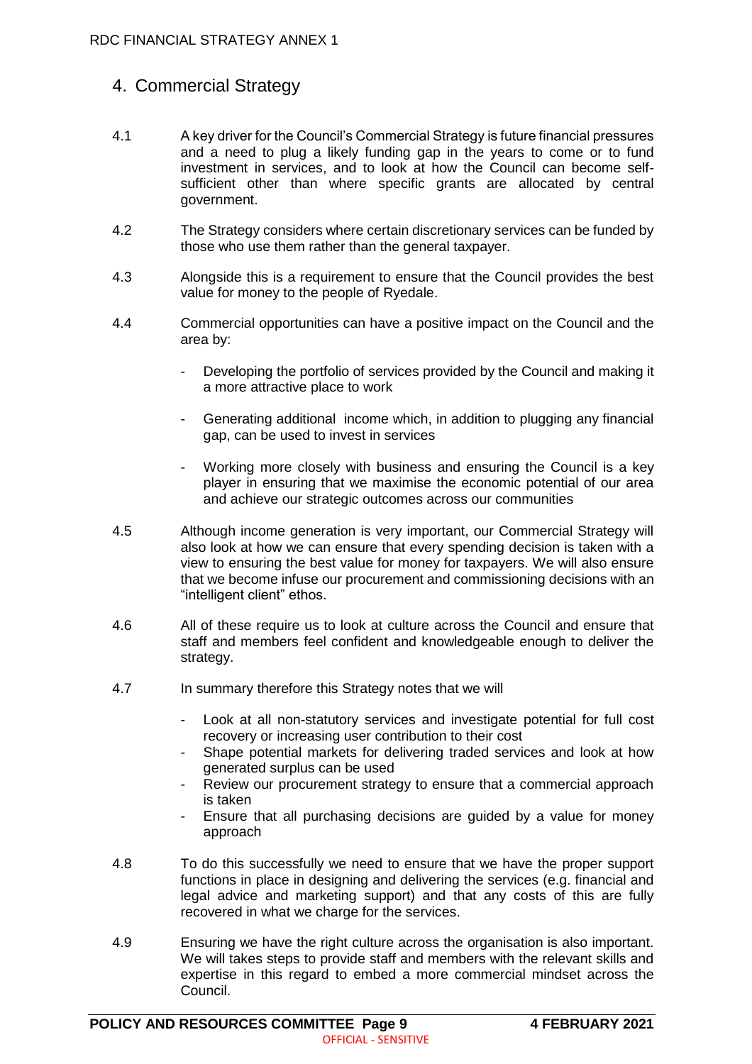## 4. Commercial Strategy

4.1 A key driver for the Council's Commercial Strategy is future financial pressures and a need to plug a likely funding gap in the years to come or to fund investment in services, and to look at how the Council can become self-sufficient other than where specific grants are allocated by central government.

4.2 The Strategy considers where certain discretionary services can be funded by those who use them rather than the general taxpayer.

4.3 Alongside this is a requirement to ensure that the Council provides the best value for money to the people of Ryedale.

4.4 Commercial opportunities can have a positive impact on the Council and the area by:

- Developing the portfolio of services provided by the Council and making it a more attractive place to work
- Generating additional income which, in addition to plugging any financial gap, can be used to invest in services
- Working more closely with business and ensuring the Council is a key player in ensuring that we maximise the economic potential of our area and achieve our strategic outcomes across our communities

4.5 Although income generation is very important, our Commercial Strategy will also look at how we can ensure that every spending decision is taken with a view to ensuring the best value for money for taxpayers. We will also ensure that we become infuse our procurement and commissioning decisions with an "intelligent client" ethos.

4.6 All of these require us to look at culture across the Council and ensure that staff and members feel confident and knowledgeable enough to deliver the strategy.

4.7 In summary therefore this Strategy notes that we will

- Look at all non-statutory services and investigate potential for full cost recovery or increasing user contribution to their cost
- Shape potential markets for delivering traded services and look at how generated surplus can be used
- Review our procurement strategy to ensure that a commercial approach is taken
- Ensure that all purchasing decisions are guided by a value for money approach

4.8 To do this successfully we need to ensure that we have the proper support functions in place in designing and delivering the services (e.g. financial and legal advice and marketing support) and that any costs of this are fully recovered in what we charge for the services.

4.9 Ensuring we have the right culture across the organisation is also important. We will takes steps to provide staff and members with the relevant skills and expertise in this regard to embed a more commercial mindset across the Council.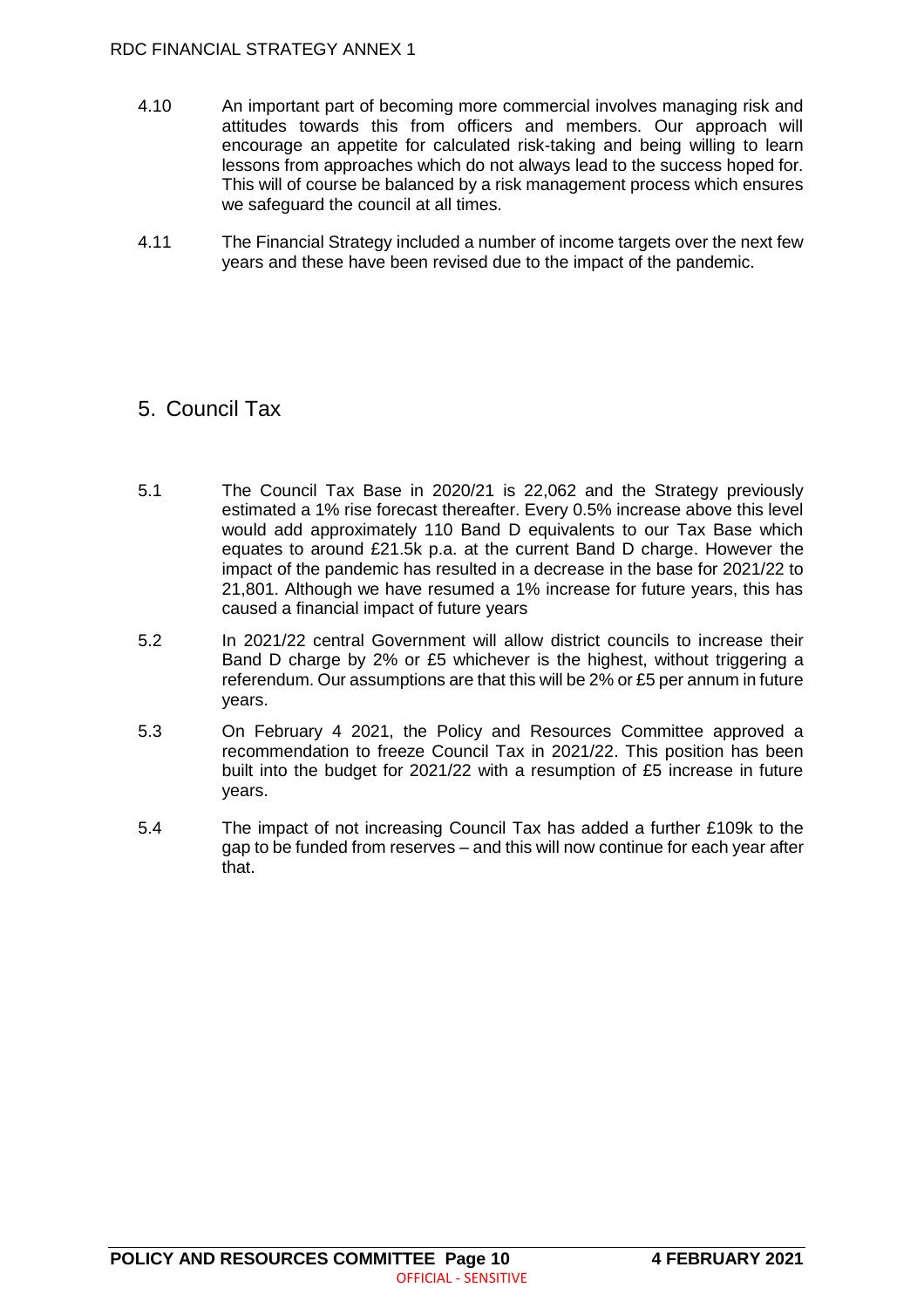4.10 An important part of becoming more commercial involves managing risk and attitudes towards this from officers and members. Our approach will encourage an appetite for calculated risk-taking and being willing to learn lessons from approaches which do not always lead to the success hoped for. This will of course be balanced by a risk management process which ensures we safeguard the council at all times.

4.11 The Financial Strategy included a number of income targets over the next few years and these have been revised due to the impact of the pandemic.

## 5. Council Tax

5.1 The Council Tax Base in 2020/21 is 22,062 and the Strategy previously estimated a 1% rise forecast thereafter. Every 0.5% increase above this level would add approximately 110 Band D equivalents to our Tax Base which equates to around £21.5k p.a. at the current Band D charge. However the impact of the pandemic has resulted in a decrease in the base for 2021/22 to 21,801. Although we have resumed a 1% increase for future years, this has caused a financial impact of future years

5.2 In 2021/22 central Government will allow district councils to increase their Band D charge by 2% or £5 whichever is the highest, without triggering a referendum. Our assumptions are that this will be 2% or £5 per annum in future years.

5.3 On February 4 2021, the Policy and Resources Committee approved a recommendation to freeze Council Tax in 2021/22. This position has been built into the budget for 2021/22 with a resumption of £5 increase in future years.

5.4 The impact of not increasing Council Tax has added a further £109k to the gap to be funded from reserves – and this will now continue for each year after that.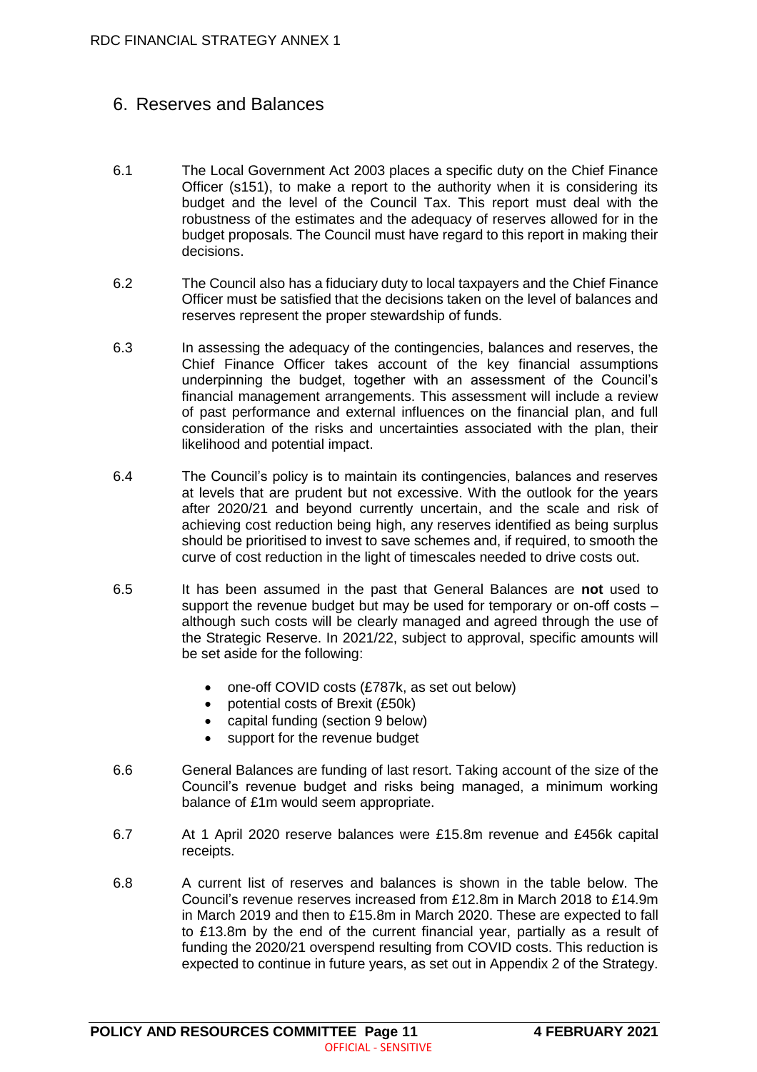## 6. Reserves and Balances

6.1 The Local Government Act 2003 places a specific duty on the Chief Finance Officer (s151), to make a report to the authority when it is considering its budget and the level of the Council Tax. This report must deal with the robustness of the estimates and the adequacy of reserves allowed for in the budget proposals. The Council must have regard to this report in making their decisions.

6.2 The Council also has a fiduciary duty to local taxpayers and the Chief Finance Officer must be satisfied that the decisions taken on the level of balances and reserves represent the proper stewardship of funds.

6.3 In assessing the adequacy of the contingencies, balances and reserves, the Chief Finance Officer takes account of the key financial assumptions underpinning the budget, together with an assessment of the Council's financial management arrangements. This assessment will include a review of past performance and external influences on the financial plan, and full consideration of the risks and uncertainties associated with the plan, their likelihood and potential impact.

6.4 The Council's policy is to maintain its contingencies, balances and reserves at levels that are prudent but not excessive. With the outlook for the years after 2020/21 and beyond currently uncertain, and the scale and risk of achieving cost reduction being high, any reserves identified as being surplus should be prioritised to invest to save schemes and, if required, to smooth the curve of cost reduction in the light of timescales needed to drive costs out.

6.5 It has been assumed in the past that General Balances are **not** used to support the revenue budget but may be used for temporary or on-off costs – although such costs will be clearly managed and agreed through the use of the Strategic Reserve. In 2021/22, subject to approval, specific amounts will be set aside for the following:

- one-off COVID costs (£787k, as set out below)
- potential costs of Brexit (£50k)
- capital funding (section 9 below)
- support for the revenue budget

6.6 General Balances are funding of last resort. Taking account of the size of the Council's revenue budget and risks being managed, a minimum working balance of £1m would seem appropriate.

6.7 At 1 April 2020 reserve balances were £15.8m revenue and £456k capital receipts.

6.8 A current list of reserves and balances is shown in the table below. The Council's revenue reserves increased from £12.8m in March 2018 to £14.9m in March 2019 and then to £15.8m in March 2020. These are expected to fall to £13.8m by the end of the current financial year, partially as a result of funding the 2020/21 overspend resulting from COVID costs. This reduction is expected to continue in future years, as set out in Appendix 2 of the Strategy.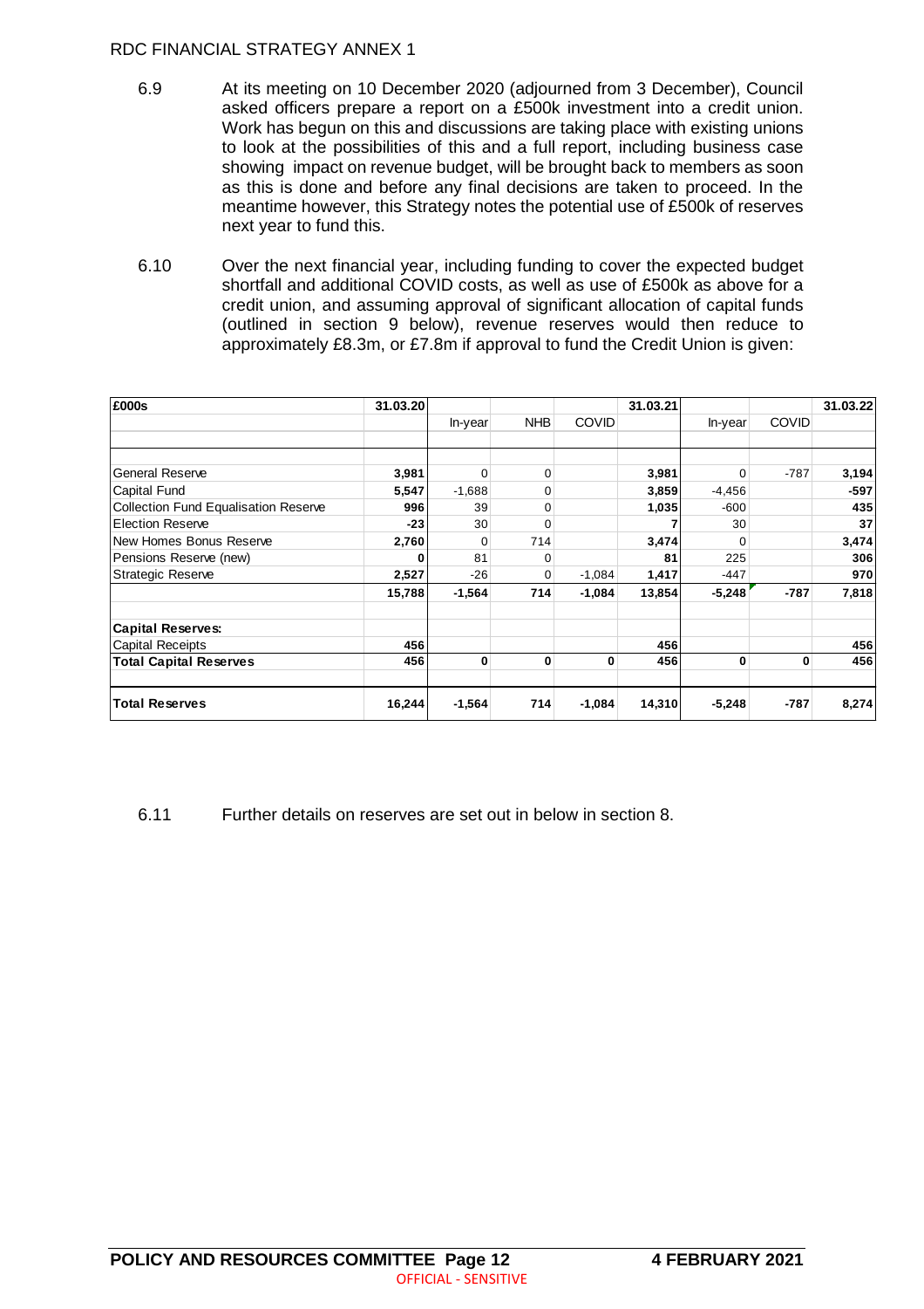6.9 At its meeting on 10 December 2020 (adjourned from 3 December), Council asked officers prepare a report on a £500k investment into a credit union. Work has begun on this and discussions are taking place with existing unions to look at the possibilities of this and a full report, including business case showing impact on revenue budget, will be brought back to members as soon as this is done and before any final decisions are taken to proceed. In the meantime however, this Strategy notes the potential use of £500k of reserves next year to fund this.

6.10 Over the next financial year, including funding to cover the expected budget shortfall and additional COVID costs, as well as use of £500k as above for a credit union, and assuming approval of significant allocation of capital funds (outlined in section 9 below), revenue reserves would then reduce to approximately £8.3m, or £7.8m if approval to fund the Credit Union is given:

| **£000s** | **31.03.20** | | | | **31.03.21** | | | **31.03.22** |
|---|---|---|---|---|---|---|---|---|
| | | In-year | NHB | COVID | | In-year | COVID | |
| General Reserve | **3,981** | 0 | 0 | | **3,981** | 0 | -787 | **3,194** |
| Capital Fund | **5,547** | -1,688 | 0 | | **3,859** | -4,456 | | **-597** |
| Collection Fund Equalisation Reserve | **996** | 39 | 0 | | **1,035** | -600 | | **435** |
| Election Reserve | **-23** | 30 | 0 | | **7** | 30 | | **37** |
| New Homes Bonus Reserve | **2,760** | 0 | 714 | | **3,474** | 0 | | **3,474** |
| Pensions Reserve (new) | **0** | 81 | 0 | | **81** | 225 | | **306** |
| Strategic Reserve | **2,527** | -26 | 0 | -1,084 | **1,417** | -447 | | **970** |
| | **15,788** | **-1,564** | **714** | **-1,084** | **13,854** | **-5,248** | **-787** | **7,818** |
| **Capital Reserves:** | | | | | | | | |
| Capital Receipts | **456** | | | | **456** | | | **456** |
| **Total Capital Reserves** | **456** | **0** | **0** | **0** | **456** | **0** | **0** | **456** |
| **Total Reserves** | **16,244** | **-1,564** | **714** | **-1,084** | **14,310** | **-5,248** | **-787** | **8,274** |

6.11 Further details on reserves are set out in below in section 8.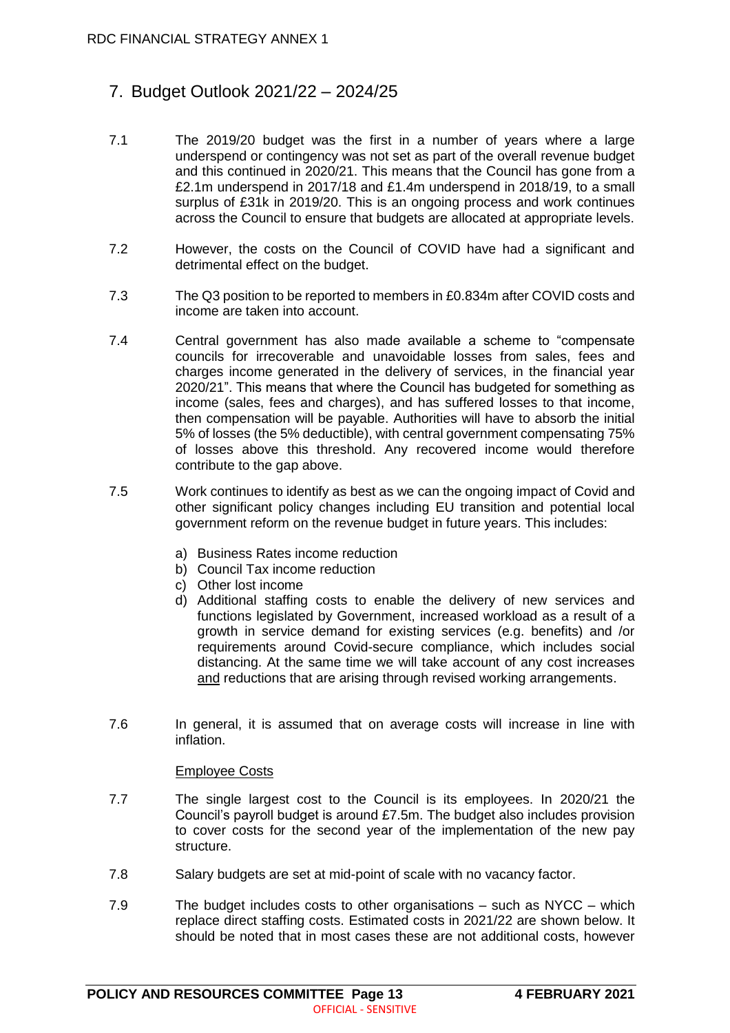## 7. Budget Outlook 2021/22 – 2024/25

7.1 The 2019/20 budget was the first in a number of years where a large underspend or contingency was not set as part of the overall revenue budget and this continued in 2020/21. This means that the Council has gone from a £2.1m underspend in 2017/18 and £1.4m underspend in 2018/19, to a small surplus of £31k in 2019/20. This is an ongoing process and work continues across the Council to ensure that budgets are allocated at appropriate levels.

7.2 However, the costs on the Council of COVID have had a significant and detrimental effect on the budget.

7.3 The Q3 position to be reported to members in £0.834m after COVID costs and income are taken into account.

7.4 Central government has also made available a scheme to "compensate councils for irrecoverable and unavoidable losses from sales, fees and charges income generated in the delivery of services, in the financial year 2020/21". This means that where the Council has budgeted for something as income (sales, fees and charges), and has suffered losses to that income, then compensation will be payable. Authorities will have to absorb the initial 5% of losses (the 5% deductible), with central government compensating 75% of losses above this threshold. Any recovered income would therefore contribute to the gap above.

7.5 Work continues to identify as best as we can the ongoing impact of Covid and other significant policy changes including EU transition and potential local government reform on the revenue budget in future years. This includes:

a) Business Rates income reduction
b) Council Tax income reduction
c) Other lost income
d) Additional staffing costs to enable the delivery of new services and functions legislated by Government, increased workload as a result of a growth in service demand for existing services (e.g. benefits) and /or requirements around Covid-secure compliance, which includes social distancing. At the same time we will take account of any cost increases and reductions that are arising through revised working arrangements.

7.6 In general, it is assumed that on average costs will increase in line with inflation.

### Employee Costs

7.7 The single largest cost to the Council is its employees. In 2020/21 the Council's payroll budget is around £7.5m. The budget also includes provision to cover costs for the second year of the implementation of the new pay structure.

7.8 Salary budgets are set at mid-point of scale with no vacancy factor.

7.9 The budget includes costs to other organisations – such as NYCC – which replace direct staffing costs. Estimated costs in 2021/22 are shown below. It should be noted that in most cases these are not additional costs, however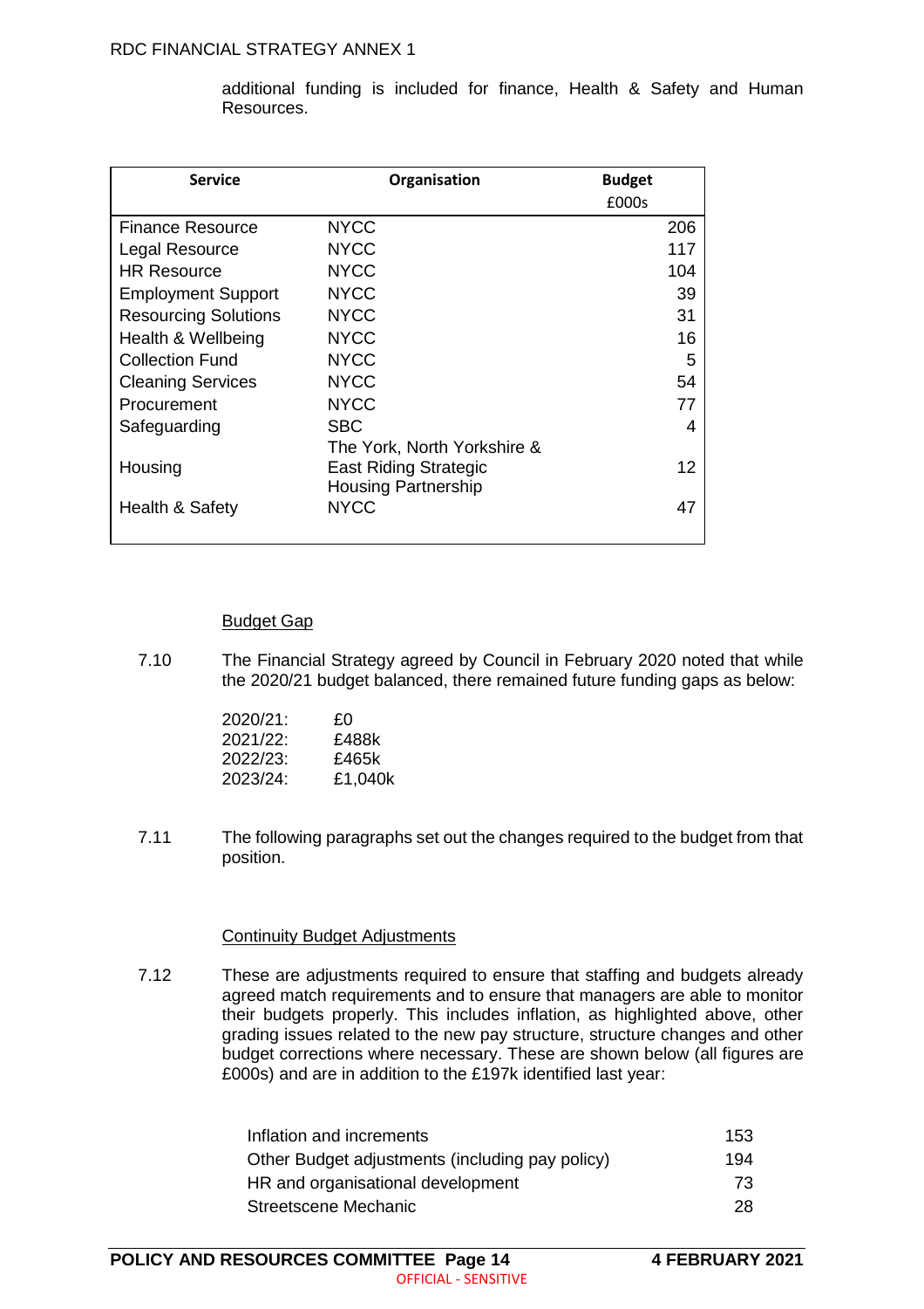additional funding is included for finance, Health & Safety and Human Resources.

| Service | Organisation | Budget £000s |
|---|---|---|
| Finance Resource | NYCC | 206 |
| Legal Resource | NYCC | 117 |
| HR Resource | NYCC | 104 |
| Employment Support | NYCC | 39 |
| Resourcing Solutions | NYCC | 31 |
| Health & Wellbeing | NYCC | 16 |
| Collection Fund | NYCC | 5 |
| Cleaning Services | NYCC | 54 |
| Procurement | NYCC | 77 |
| Safeguarding | SBC | 4 |
| Housing | The York, North Yorkshire & East Riding Strategic Housing Partnership | 12 |
| Health & Safety | NYCC | 47 |

<u>Budget Gap</u>

7.10 The Financial Strategy agreed by Council in February 2020 noted that while the 2020/21 budget balanced, there remained future funding gaps as below:

2020/21: £0
2021/22: £488k
2022/23: £465k
2023/24: £1,040k

7.11 The following paragraphs set out the changes required to the budget from that position.

<u>Continuity Budget Adjustments</u>

7.12 These are adjustments required to ensure that staffing and budgets already agreed match requirements and to ensure that managers are able to monitor their budgets properly. This includes inflation, as highlighted above, other grading issues related to the new pay structure, structure changes and other budget corrections where necessary. These are shown below (all figures are £000s) and are in addition to the £197k identified last year:

| | |
|---|---|
| Inflation and increments | 153 |
| Other Budget adjustments (including pay policy) | 194 |
| HR and organisational development | 73 |
| Streetscene Mechanic | 28 |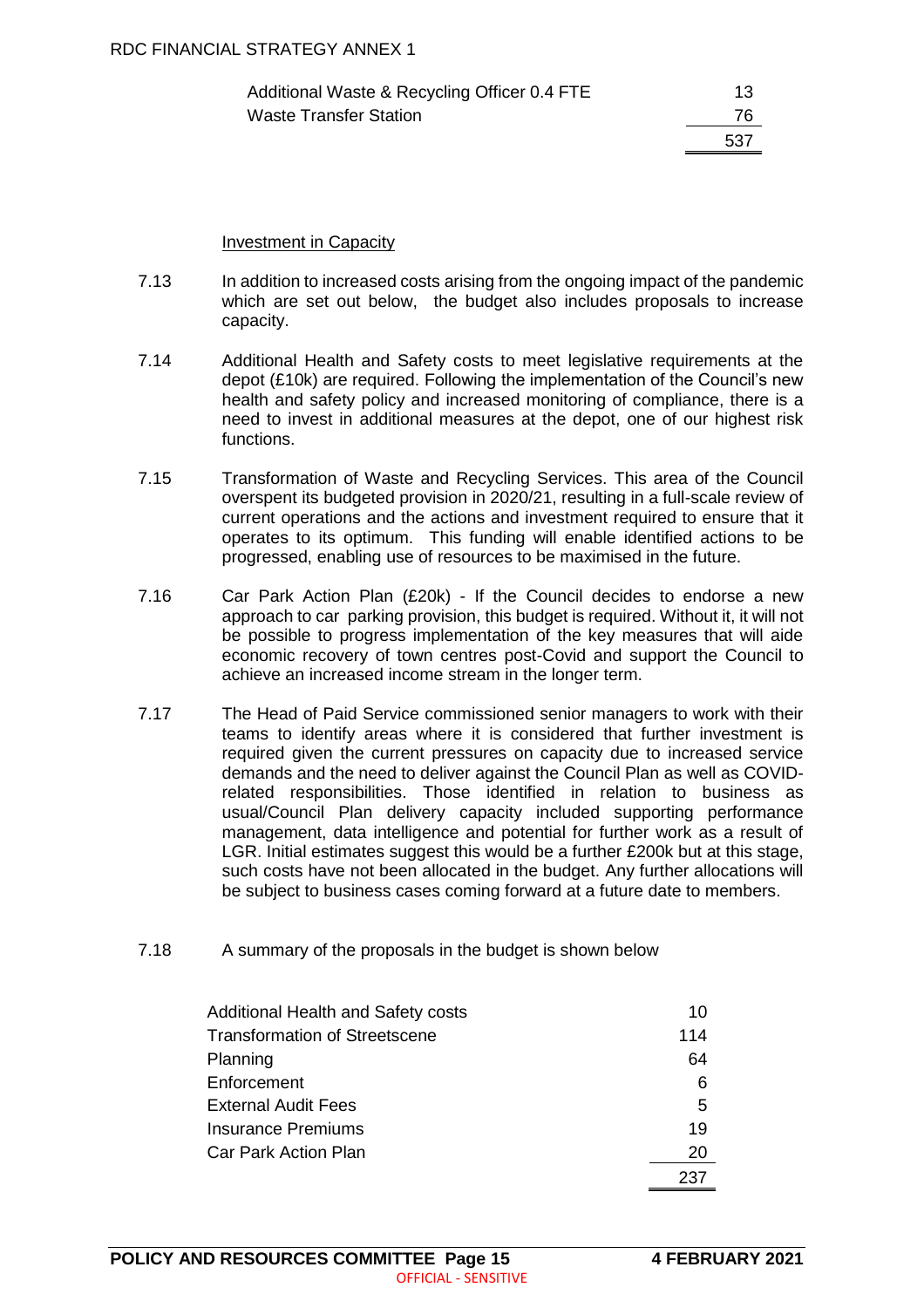| | |
|---|---|
| Additional Waste & Recycling Officer 0.4 FTE | 13 |
| Waste Transfer Station | 76 |
| | 537 |

Investment in Capacity

7.13 In addition to increased costs arising from the ongoing impact of the pandemic which are set out below, the budget also includes proposals to increase capacity.

7.14 Additional Health and Safety costs to meet legislative requirements at the depot (£10k) are required. Following the implementation of the Council's new health and safety policy and increased monitoring of compliance, there is a need to invest in additional measures at the depot, one of our highest risk functions.

7.15 Transformation of Waste and Recycling Services. This area of the Council overspent its budgeted provision in 2020/21, resulting in a full-scale review of current operations and the actions and investment required to ensure that it operates to its optimum. This funding will enable identified actions to be progressed, enabling use of resources to be maximised in the future.

7.16 Car Park Action Plan (£20k) - If the Council decides to endorse a new approach to car parking provision, this budget is required. Without it, it will not be possible to progress implementation of the key measures that will aide economic recovery of town centres post-Covid and support the Council to achieve an increased income stream in the longer term.

7.17 The Head of Paid Service commissioned senior managers to work with their teams to identify areas where it is considered that further investment is required given the current pressures on capacity due to increased service demands and the need to deliver against the Council Plan as well as COVID-related responsibilities. Those identified in relation to business as usual/Council Plan delivery capacity included supporting performance management, data intelligence and potential for further work as a result of LGR. Initial estimates suggest this would be a further £200k but at this stage, such costs have not been allocated in the budget. Any further allocations will be subject to business cases coming forward at a future date to members.

7.18 A summary of the proposals in the budget is shown below

| | |
|---|---|
| Additional Health and Safety costs | 10 |
| Transformation of Streetscene | 114 |
| Planning | 64 |
| Enforcement | 6 |
| External Audit Fees | 5 |
| Insurance Premiums | 19 |
| Car Park Action Plan | 20 |
| | 237 |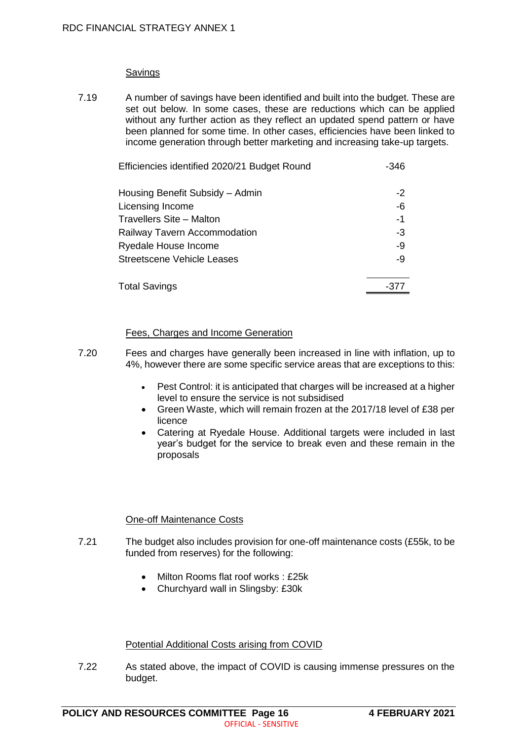### Savings

7.19 A number of savings have been identified and built into the budget. These are set out below. In some cases, these are reductions which can be applied without any further action as they reflect an updated spend pattern or have been planned for some time. In other cases, efficiencies have been linked to income generation through better marketing and increasing take-up targets.

| | |
|---|---|
| Efficiencies identified 2020/21 Budget Round | -346 |
| Housing Benefit Subsidy – Admin | -2 |
| Licensing Income | -6 |
| Travellers Site – Malton | -1 |
| Railway Tavern Accommodation | -3 |
| Ryedale House Income | -9 |
| Streetscene Vehicle Leases | -9 |
| Total Savings | -377 |

### Fees, Charges and Income Generation

7.20 Fees and charges have generally been increased in line with inflation, up to 4%, however there are some specific service areas that are exceptions to this:

- Pest Control: it is anticipated that charges will be increased at a higher level to ensure the service is not subsidised
- Green Waste, which will remain frozen at the 2017/18 level of £38 per licence
- Catering at Ryedale House. Additional targets were included in last year's budget for the service to break even and these remain in the proposals

### One-off Maintenance Costs

7.21 The budget also includes provision for one-off maintenance costs (£55k, to be funded from reserves) for the following:

- Milton Rooms flat roof works : £25k
- Churchyard wall in Slingsby: £30k

### Potential Additional Costs arising from COVID

7.22 As stated above, the impact of COVID is causing immense pressures on the budget.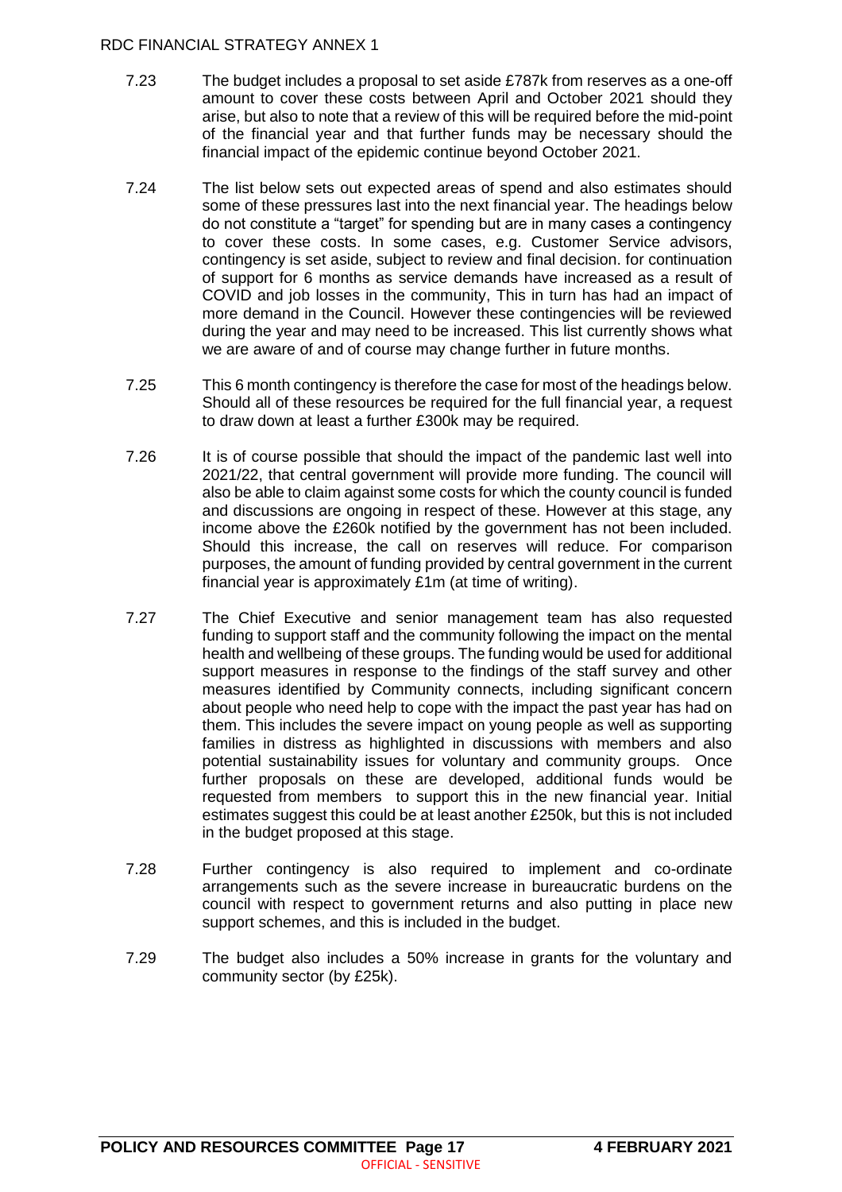7.23 The budget includes a proposal to set aside £787k from reserves as a one-off amount to cover these costs between April and October 2021 should they arise, but also to note that a review of this will be required before the mid-point of the financial year and that further funds may be necessary should the financial impact of the epidemic continue beyond October 2021.

7.24 The list below sets out expected areas of spend and also estimates should some of these pressures last into the next financial year. The headings below do not constitute a "target" for spending but are in many cases a contingency to cover these costs. In some cases, e.g. Customer Service advisors, contingency is set aside, subject to review and final decision. for continuation of support for 6 months as service demands have increased as a result of COVID and job losses in the community, This in turn has had an impact of more demand in the Council. However these contingencies will be reviewed during the year and may need to be increased. This list currently shows what we are aware of and of course may change further in future months.

7.25 This 6 month contingency is therefore the case for most of the headings below. Should all of these resources be required for the full financial year, a request to draw down at least a further £300k may be required.

7.26 It is of course possible that should the impact of the pandemic last well into 2021/22, that central government will provide more funding. The council will also be able to claim against some costs for which the county council is funded and discussions are ongoing in respect of these. However at this stage, any income above the £260k notified by the government has not been included. Should this increase, the call on reserves will reduce. For comparison purposes, the amount of funding provided by central government in the current financial year is approximately £1m (at time of writing).

7.27 The Chief Executive and senior management team has also requested funding to support staff and the community following the impact on the mental health and wellbeing of these groups. The funding would be used for additional support measures in response to the findings of the staff survey and other measures identified by Community connects, including significant concern about people who need help to cope with the impact the past year has had on them. This includes the severe impact on young people as well as supporting families in distress as highlighted in discussions with members and also potential sustainability issues for voluntary and community groups. Once further proposals on these are developed, additional funds would be requested from members to support this in the new financial year. Initial estimates suggest this could be at least another £250k, but this is not included in the budget proposed at this stage.

7.28 Further contingency is also required to implement and co-ordinate arrangements such as the severe increase in bureaucratic burdens on the council with respect to government returns and also putting in place new support schemes, and this is included in the budget.

7.29 The budget also includes a 50% increase in grants for the voluntary and community sector (by £25k).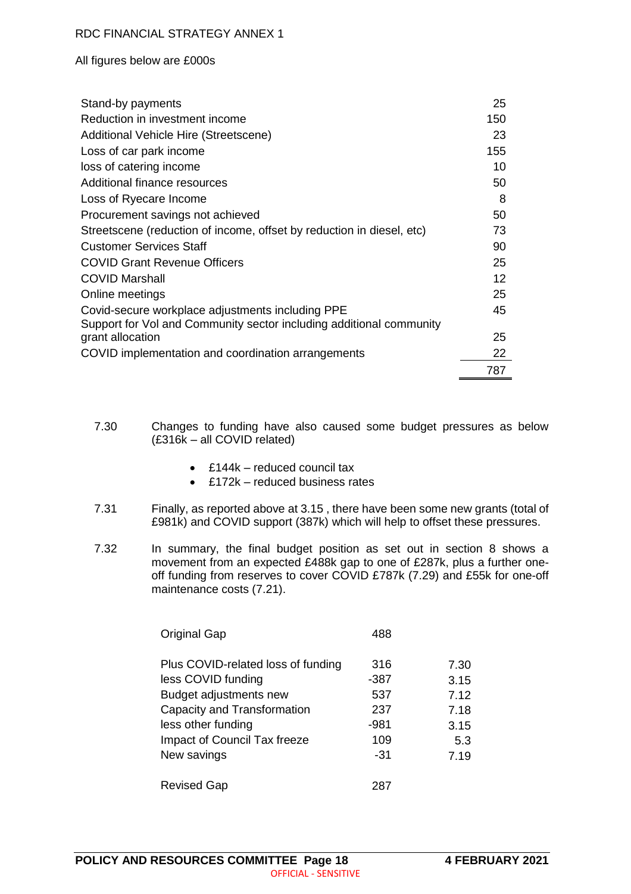All figures below are £000s

| | |
|---|---|
| Stand-by payments | 25 |
| Reduction in investment income | 150 |
| Additional Vehicle Hire (Streetscene) | 23 |
| Loss of car park income | 155 |
| loss of catering income | 10 |
| Additional finance resources | 50 |
| Loss of Ryecare Income | 8 |
| Procurement savings not achieved | 50 |
| Streetscene (reduction of income, offset by reduction in diesel, etc) | 73 |
| Customer Services Staff | 90 |
| COVID Grant Revenue Officers | 25 |
| COVID Marshall | 12 |
| Online meetings | 25 |
| Covid-secure workplace adjustments including PPE | 45 |
| Support for Vol and Community sector including additional community grant allocation | 25 |
| COVID implementation and coordination arrangements | 22 |
| | 787 |

7.30 Changes to funding have also caused some budget pressures as below (£316k – all COVID related)

- £144k – reduced council tax
- £172k – reduced business rates

7.31 Finally, as reported above at 3.15 , there have been some new grants (total of £981k) and COVID support (387k) which will help to offset these pressures.

7.32 In summary, the final budget position as set out in section 8 shows a movement from an expected £488k gap to one of £287k, plus a further one-off funding from reserves to cover COVID £787k (7.29) and £55k for one-off maintenance costs (7.21).

| | | |
|---|---|---|
| Original Gap | 488 | |
| Plus COVID-related loss of funding | 316 | 7.30 |
| less COVID funding | -387 | 3.15 |
| Budget adjustments new | 537 | 7.12 |
| Capacity and Transformation | 237 | 7.18 |
| less other funding | -981 | 3.15 |
| Impact of Council Tax freeze | 109 | 5.3 |
| New savings | -31 | 7.19 |
| Revised Gap | 287 | |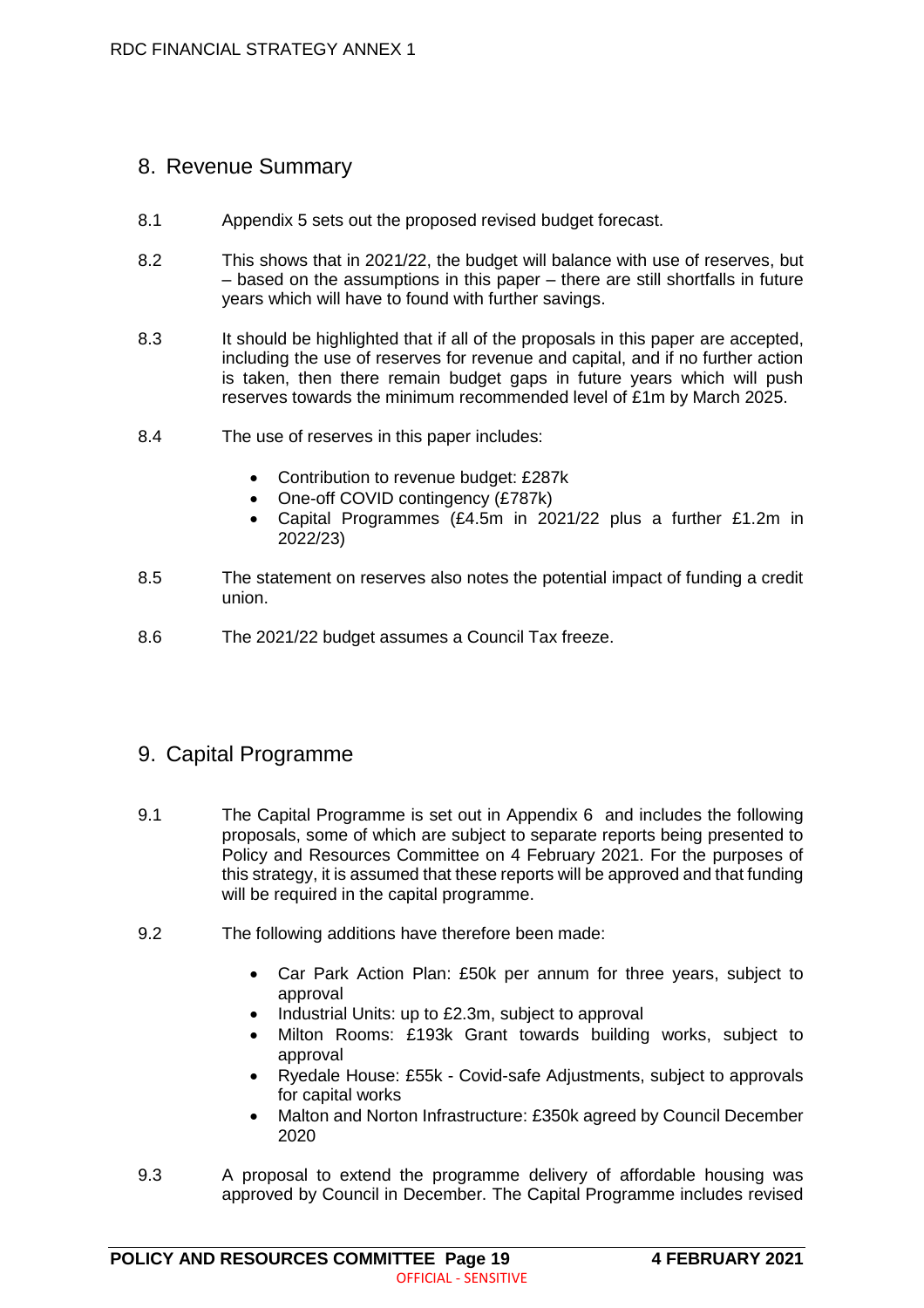## 8. Revenue Summary

8.1 Appendix 5 sets out the proposed revised budget forecast.

8.2 This shows that in 2021/22, the budget will balance with use of reserves, but – based on the assumptions in this paper – there are still shortfalls in future years which will have to found with further savings.

8.3 It should be highlighted that if all of the proposals in this paper are accepted, including the use of reserves for revenue and capital, and if no further action is taken, then there remain budget gaps in future years which will push reserves towards the minimum recommended level of £1m by March 2025.

8.4 The use of reserves in this paper includes:

- Contribution to revenue budget: £287k
- One-off COVID contingency (£787k)
- Capital Programmes (£4.5m in 2021/22 plus a further £1.2m in 2022/23)

8.5 The statement on reserves also notes the potential impact of funding a credit union.

8.6 The 2021/22 budget assumes a Council Tax freeze.

## 9. Capital Programme

9.1 The Capital Programme is set out in Appendix 6 and includes the following proposals, some of which are subject to separate reports being presented to Policy and Resources Committee on 4 February 2021. For the purposes of this strategy, it is assumed that these reports will be approved and that funding will be required in the capital programme.

9.2 The following additions have therefore been made:

- Car Park Action Plan: £50k per annum for three years, subject to approval
- Industrial Units: up to £2.3m, subject to approval
- Milton Rooms: £193k Grant towards building works, subject to approval
- Ryedale House: £55k - Covid-safe Adjustments, subject to approvals for capital works
- Malton and Norton Infrastructure: £350k agreed by Council December 2020

9.3 A proposal to extend the programme delivery of affordable housing was approved by Council in December. The Capital Programme includes revised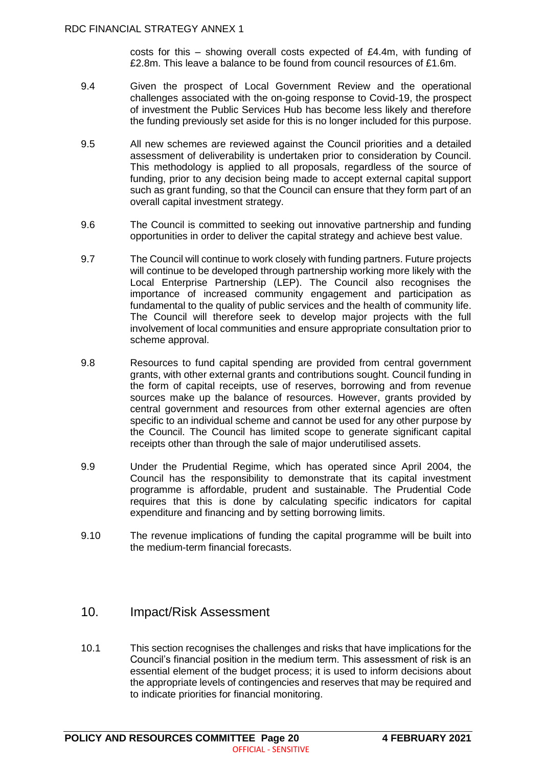costs for this – showing overall costs expected of £4.4m, with funding of £2.8m. This leave a balance to be found from council resources of £1.6m.

9.4 Given the prospect of Local Government Review and the operational challenges associated with the on-going response to Covid-19, the prospect of investment the Public Services Hub has become less likely and therefore the funding previously set aside for this is no longer included for this purpose.

9.5 All new schemes are reviewed against the Council priorities and a detailed assessment of deliverability is undertaken prior to consideration by Council. This methodology is applied to all proposals, regardless of the source of funding, prior to any decision being made to accept external capital support such as grant funding, so that the Council can ensure that they form part of an overall capital investment strategy.

9.6 The Council is committed to seeking out innovative partnership and funding opportunities in order to deliver the capital strategy and achieve best value.

9.7 The Council will continue to work closely with funding partners. Future projects will continue to be developed through partnership working more likely with the Local Enterprise Partnership (LEP). The Council also recognises the importance of increased community engagement and participation as fundamental to the quality of public services and the health of community life. The Council will therefore seek to develop major projects with the full involvement of local communities and ensure appropriate consultation prior to scheme approval.

9.8 Resources to fund capital spending are provided from central government grants, with other external grants and contributions sought. Council funding in the form of capital receipts, use of reserves, borrowing and from revenue sources make up the balance of resources. However, grants provided by central government and resources from other external agencies are often specific to an individual scheme and cannot be used for any other purpose by the Council. The Council has limited scope to generate significant capital receipts other than through the sale of major underutilised assets.

9.9 Under the Prudential Regime, which has operated since April 2004, the Council has the responsibility to demonstrate that its capital investment programme is affordable, prudent and sustainable. The Prudential Code requires that this is done by calculating specific indicators for capital expenditure and financing and by setting borrowing limits.

9.10 The revenue implications of funding the capital programme will be built into the medium-term financial forecasts.

## 10. Impact/Risk Assessment

10.1 This section recognises the challenges and risks that have implications for the Council's financial position in the medium term. This assessment of risk is an essential element of the budget process; it is used to inform decisions about the appropriate levels of contingencies and reserves that may be required and to indicate priorities for financial monitoring.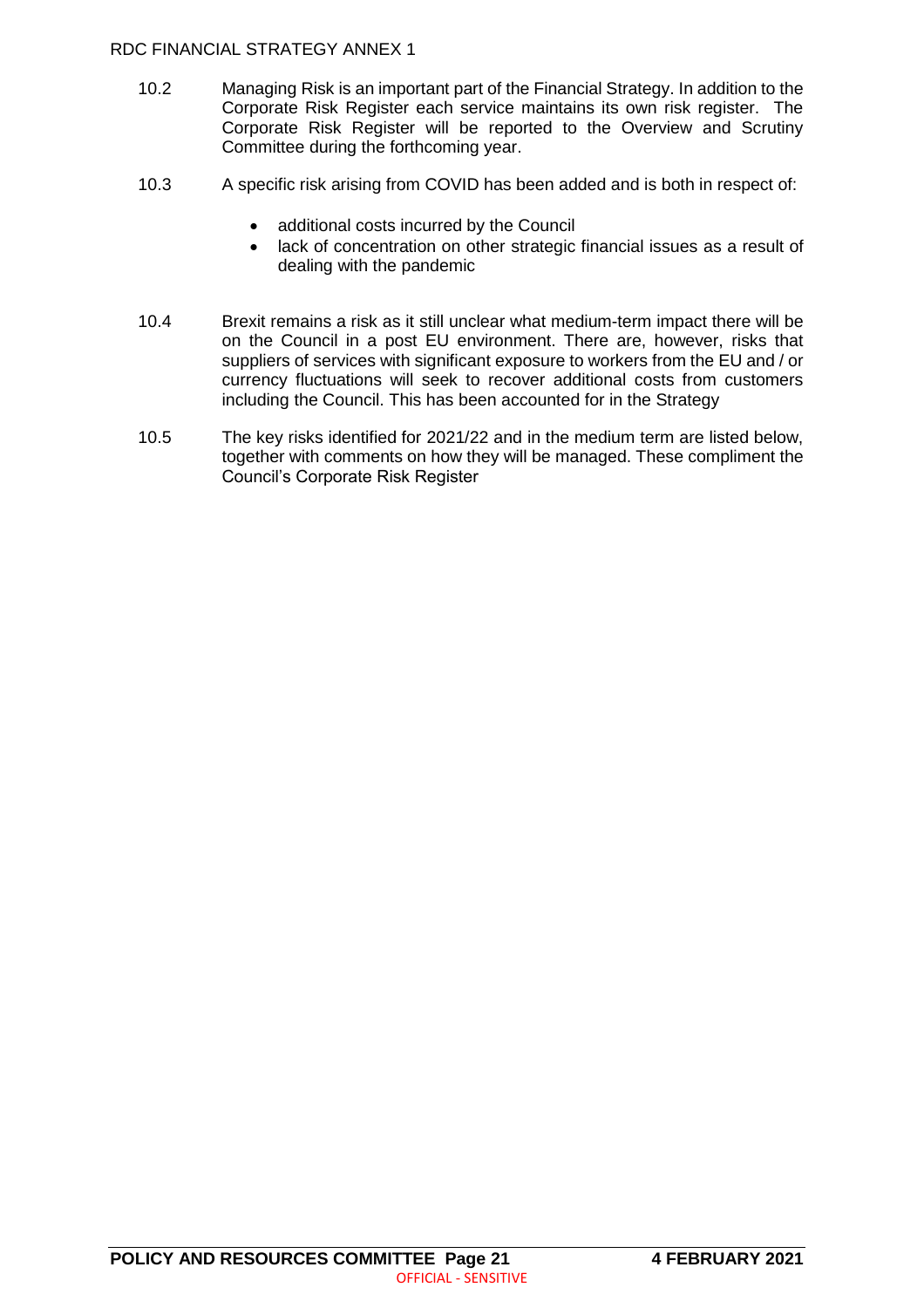10.2 Managing Risk is an important part of the Financial Strategy. In addition to the Corporate Risk Register each service maintains its own risk register. The Corporate Risk Register will be reported to the Overview and Scrutiny Committee during the forthcoming year.

10.3 A specific risk arising from COVID has been added and is both in respect of:

- additional costs incurred by the Council
- lack of concentration on other strategic financial issues as a result of dealing with the pandemic

10.4 Brexit remains a risk as it still unclear what medium-term impact there will be on the Council in a post EU environment. There are, however, risks that suppliers of services with significant exposure to workers from the EU and / or currency fluctuations will seek to recover additional costs from customers including the Council. This has been accounted for in the Strategy

10.5 The key risks identified for 2021/22 and in the medium term are listed below, together with comments on how they will be managed. These compliment the Council's Corporate Risk Register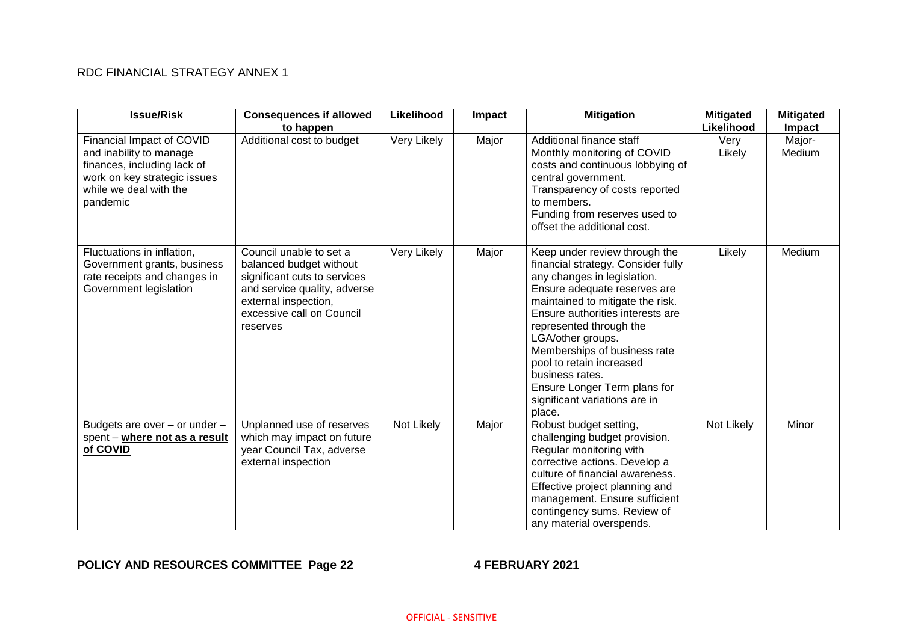RDC FINANCIAL STRATEGY ANNEX 1

| Issue/Risk | Consequences if allowed to happen | Likelihood | Impact | Mitigation | Mitigated Likelihood | Mitigated Impact |
|---|---|---|---|---|---|---|
| Financial Impact of COVID and inability to manage finances, including lack of work on key strategic issues while we deal with the pandemic | Additional cost to budget | Very Likely | Major | Additional finance staff<br>Monthly monitoring of COVID costs and continuous lobbying of central government.<br>Transparency of costs reported to members.<br>Funding from reserves used to offset the additional cost. | Very Likely | Major-Medium |
| Fluctuations in inflation, Government grants, business rate receipts and changes in Government legislation | Council unable to set a balanced budget without significant cuts to services and service quality, adverse external inspection, excessive call on Council reserves | Very Likely | Major | Keep under review through the financial strategy. Consider fully any changes in legislation. Ensure adequate reserves are maintained to mitigate the risk. Ensure authorities interests are represented through the LGA/other groups.<br>Memberships of business rate pool to retain increased business rates.<br>Ensure Longer Term plans for significant variations are in place. | Likely | Medium |
| Budgets are over – or under – spent – **where not as a result of COVID** | Unplanned use of reserves which may impact on future year Council Tax, adverse external inspection | Not Likely | Major | Robust budget setting, challenging budget provision. Regular monitoring with corrective actions. Develop a culture of financial awareness. Effective project planning and management. Ensure sufficient contingency sums. Review of any material overspends. | Not Likely | Minor |

**POLICY AND RESOURCES COMMITTEE Page 22 4 FEBRUARY 2021**

OFFICIAL - SENSITIVE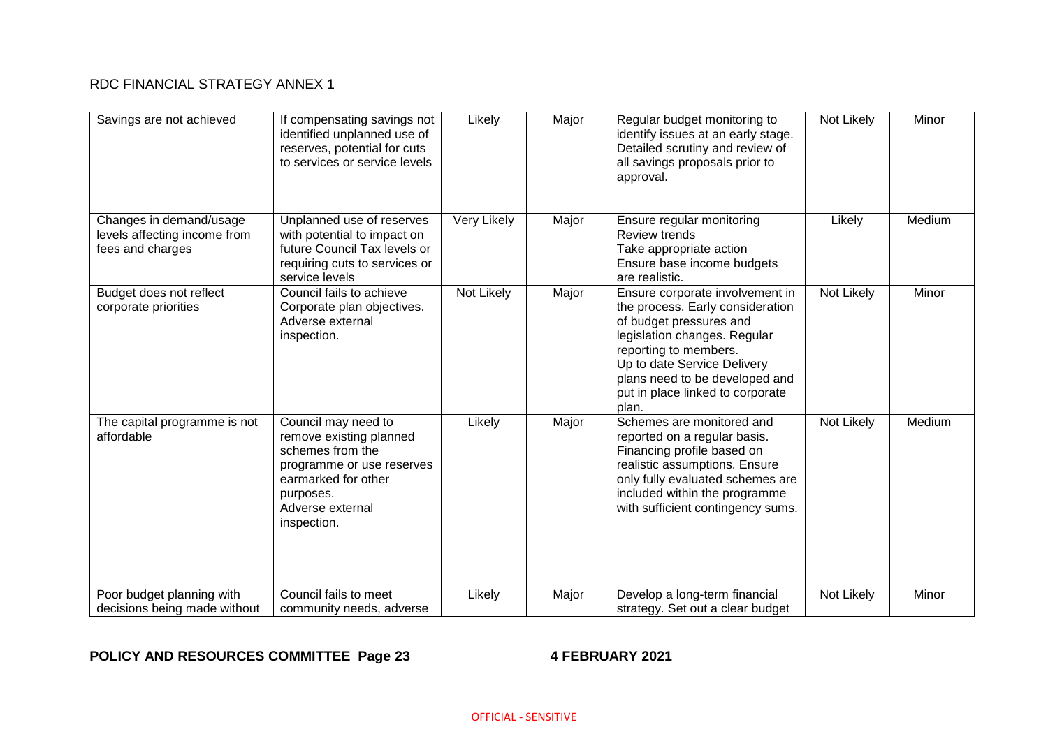RDC FINANCIAL STRATEGY ANNEX 1

| | | | | | | |
|---|---|---|---|---|---|---|
| Savings are not achieved | If compensating savings not identified unplanned use of reserves, potential for cuts to services or service levels | Likely | Major | Regular budget monitoring to identify issues at an early stage. Detailed scrutiny and review of all savings proposals prior to approval. | Not Likely | Minor |
| Changes in demand/usage levels affecting income from fees and charges | Unplanned use of reserves with potential to impact on future Council Tax levels or requiring cuts to services or service levels | Very Likely | Major | Ensure regular monitoring<br>Review trends<br>Take appropriate action<br>Ensure base income budgets are realistic. | Likely | Medium |
| Budget does not reflect corporate priorities | Council fails to achieve Corporate plan objectives. Adverse external inspection. | Not Likely | Major | Ensure corporate involvement in the process. Early consideration of budget pressures and legislation changes. Regular reporting to members.<br>Up to date Service Delivery plans need to be developed and put in place linked to corporate plan. | Not Likely | Minor |
| The capital programme is not affordable | Council may need to remove existing planned schemes from the programme or use reserves earmarked for other purposes.<br>Adverse external inspection. | Likely | Major | Schemes are monitored and reported on a regular basis. Financing profile based on realistic assumptions. Ensure only fully evaluated schemes are included within the programme with sufficient contingency sums. | Not Likely | Medium |
| Poor budget planning with decisions being made without | Council fails to meet community needs, adverse | Likely | Major | Develop a long-term financial strategy. Set out a clear budget | Not Likely | Minor |

**POLICY AND RESOURCES COMMITTEE Page 23 4 FEBRUARY 2021**

OFFICIAL - SENSITIVE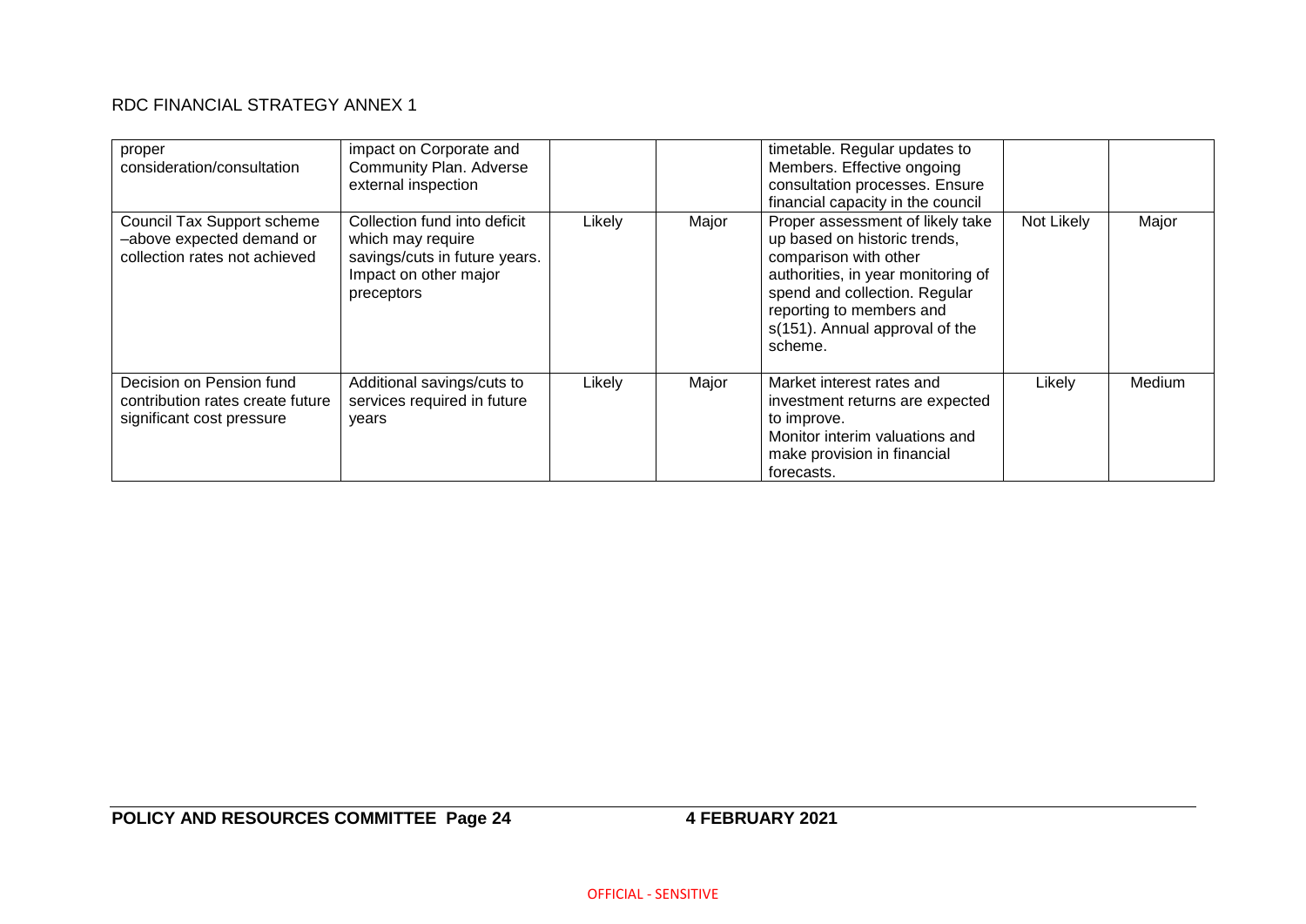RDC FINANCIAL STRATEGY ANNEX 1

| | | | | | | |
|---|---|---|---|---|---|---|
| proper consideration/consultation | impact on Corporate and Community Plan. Adverse external inspection | | | timetable. Regular updates to Members. Effective ongoing consultation processes. Ensure financial capacity in the council | | |
| Council Tax Support scheme –above expected demand or collection rates not achieved | Collection fund into deficit which may require savings/cuts in future years. Impact on other major preceptors | Likely | Major | Proper assessment of likely take up based on historic trends, comparison with other authorities, in year monitoring of spend and collection. Regular reporting to members and s(151). Annual approval of the scheme. | Not Likely | Major |
| Decision on Pension fund contribution rates create future significant cost pressure | Additional savings/cuts to services required in future years | Likely | Major | Market interest rates and investment returns are expected to improve. Monitor interim valuations and make provision in financial forecasts. | Likely | Medium |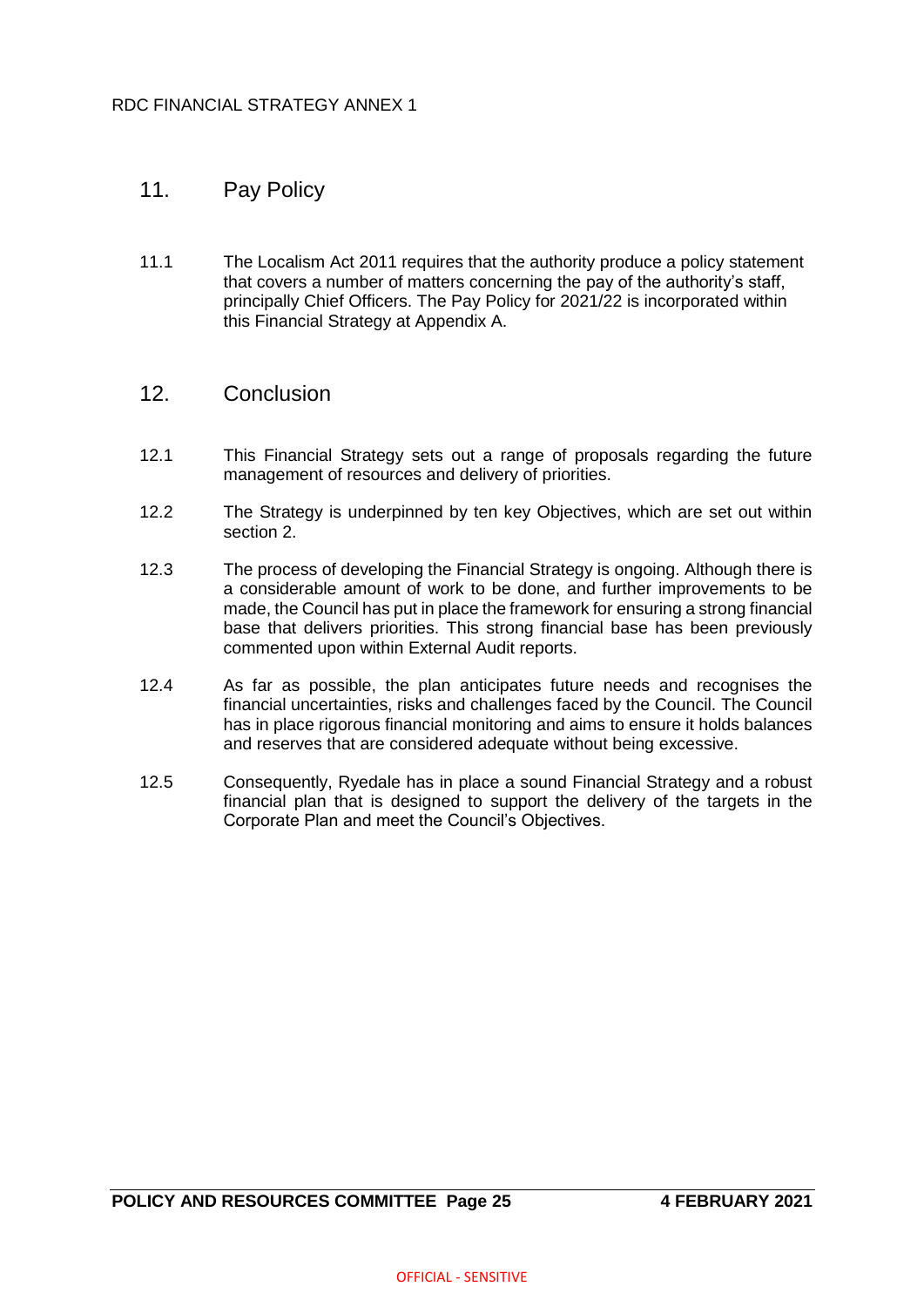## 11. Pay Policy

11.1 The Localism Act 2011 requires that the authority produce a policy statement that covers a number of matters concerning the pay of the authority's staff, principally Chief Officers. The Pay Policy for 2021/22 is incorporated within this Financial Strategy at Appendix A.

## 12. Conclusion

12.1 This Financial Strategy sets out a range of proposals regarding the future management of resources and delivery of priorities.

12.2 The Strategy is underpinned by ten key Objectives, which are set out within section 2.

12.3 The process of developing the Financial Strategy is ongoing. Although there is a considerable amount of work to be done, and further improvements to be made, the Council has put in place the framework for ensuring a strong financial base that delivers priorities. This strong financial base has been previously commented upon within External Audit reports.

12.4 As far as possible, the plan anticipates future needs and recognises the financial uncertainties, risks and challenges faced by the Council. The Council has in place rigorous financial monitoring and aims to ensure it holds balances and reserves that are considered adequate without being excessive.

12.5 Consequently, Ryedale has in place a sound Financial Strategy and a robust financial plan that is designed to support the delivery of the targets in the Corporate Plan and meet the Council's Objectives.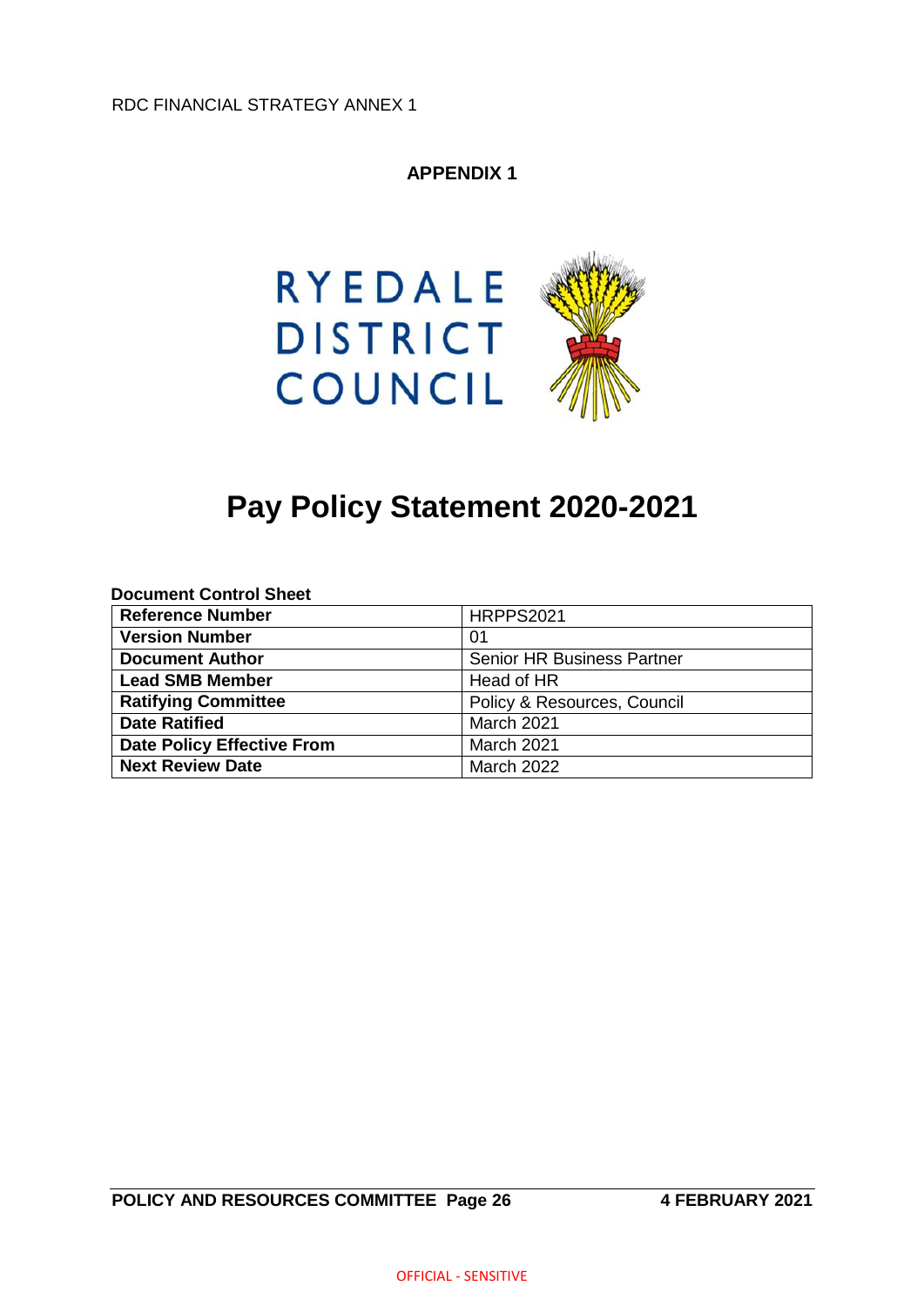RDC FINANCIAL STRATEGY ANNEX 1

**APPENDIX 1**

RYEDALE DISTRICT COUNCIL

# Pay Policy Statement 2020-2021

**Document Control Sheet**

| **Reference Number** | HRPPS2021 |
|---|---|
| **Version Number** | 01 |
| **Document Author** | Senior HR Business Partner |
| **Lead SMB Member** | Head of HR |
| **Ratifying Committee** | Policy & Resources, Council |
| **Date Ratified** | March 2021 |
| **Date Policy Effective From** | March 2021 |
| **Next Review Date** | March 2022 |

**POLICY AND RESOURCES COMMITTEE Page 26** **4 FEBRUARY 2021**

OFFICIAL - SENSITIVE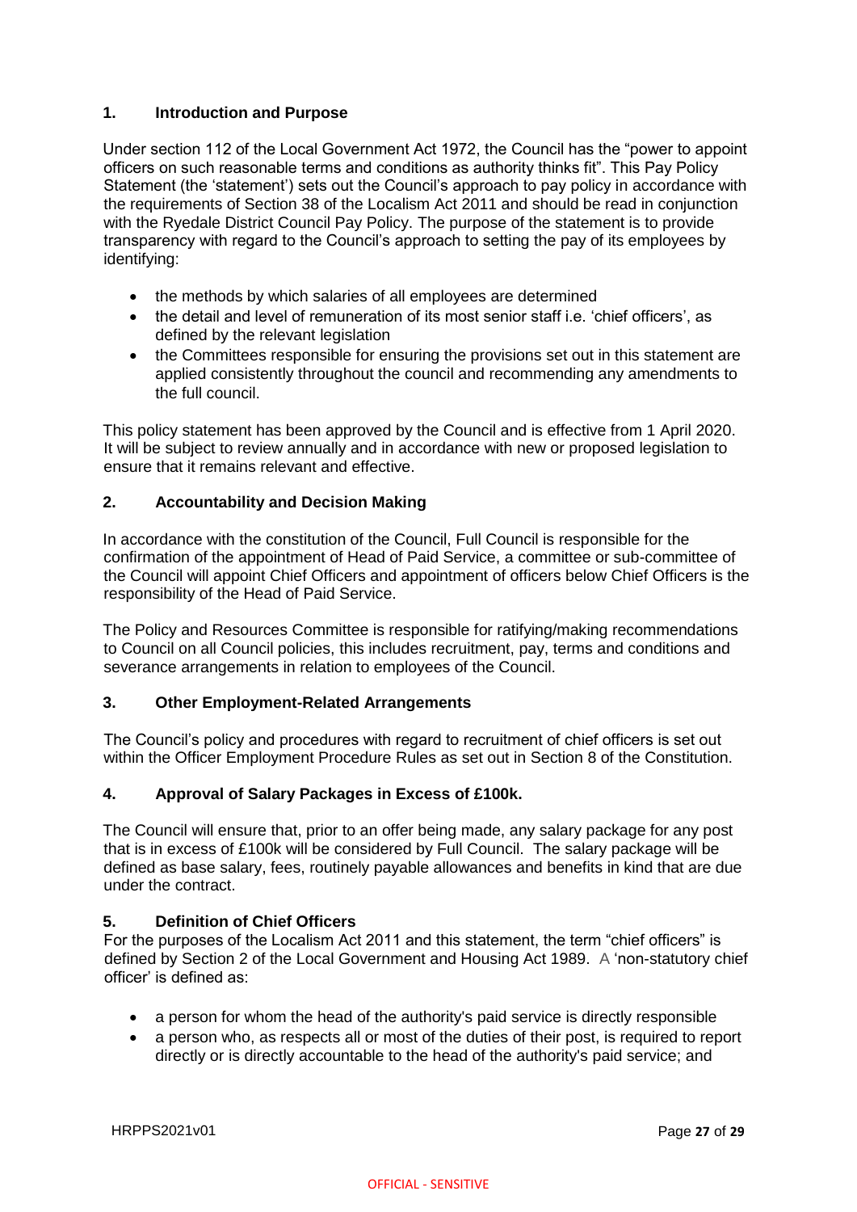## 1. Introduction and Purpose

Under section 112 of the Local Government Act 1972, the Council has the "power to appoint officers on such reasonable terms and conditions as authority thinks fit". This Pay Policy Statement (the 'statement') sets out the Council's approach to pay policy in accordance with the requirements of Section 38 of the Localism Act 2011 and should be read in conjunction with the Ryedale District Council Pay Policy. The purpose of the statement is to provide transparency with regard to the Council's approach to setting the pay of its employees by identifying:

- the methods by which salaries of all employees are determined
- the detail and level of remuneration of its most senior staff i.e. 'chief officers', as defined by the relevant legislation
- the Committees responsible for ensuring the provisions set out in this statement are applied consistently throughout the council and recommending any amendments to the full council.

This policy statement has been approved by the Council and is effective from 1 April 2020. It will be subject to review annually and in accordance with new or proposed legislation to ensure that it remains relevant and effective.

## 2. Accountability and Decision Making

In accordance with the constitution of the Council, Full Council is responsible for the confirmation of the appointment of Head of Paid Service, a committee or sub-committee of the Council will appoint Chief Officers and appointment of officers below Chief Officers is the responsibility of the Head of Paid Service.

The Policy and Resources Committee is responsible for ratifying/making recommendations to Council on all Council policies, this includes recruitment, pay, terms and conditions and severance arrangements in relation to employees of the Council.

## 3. Other Employment-Related Arrangements

The Council's policy and procedures with regard to recruitment of chief officers is set out within the Officer Employment Procedure Rules as set out in Section 8 of the Constitution.

## 4. Approval of Salary Packages in Excess of £100k.

The Council will ensure that, prior to an offer being made, any salary package for any post that is in excess of £100k will be considered by Full Council. The salary package will be defined as base salary, fees, routinely payable allowances and benefits in kind that are due under the contract.

## 5. Definition of Chief Officers

For the purposes of the Localism Act 2011 and this statement, the term "chief officers" is defined by Section 2 of the Local Government and Housing Act 1989. A 'non-statutory chief officer' is defined as:

- a person for whom the head of the authority's paid service is directly responsible
- a person who, as respects all or most of the duties of their post, is required to report directly or is directly accountable to the head of the authority's paid service; and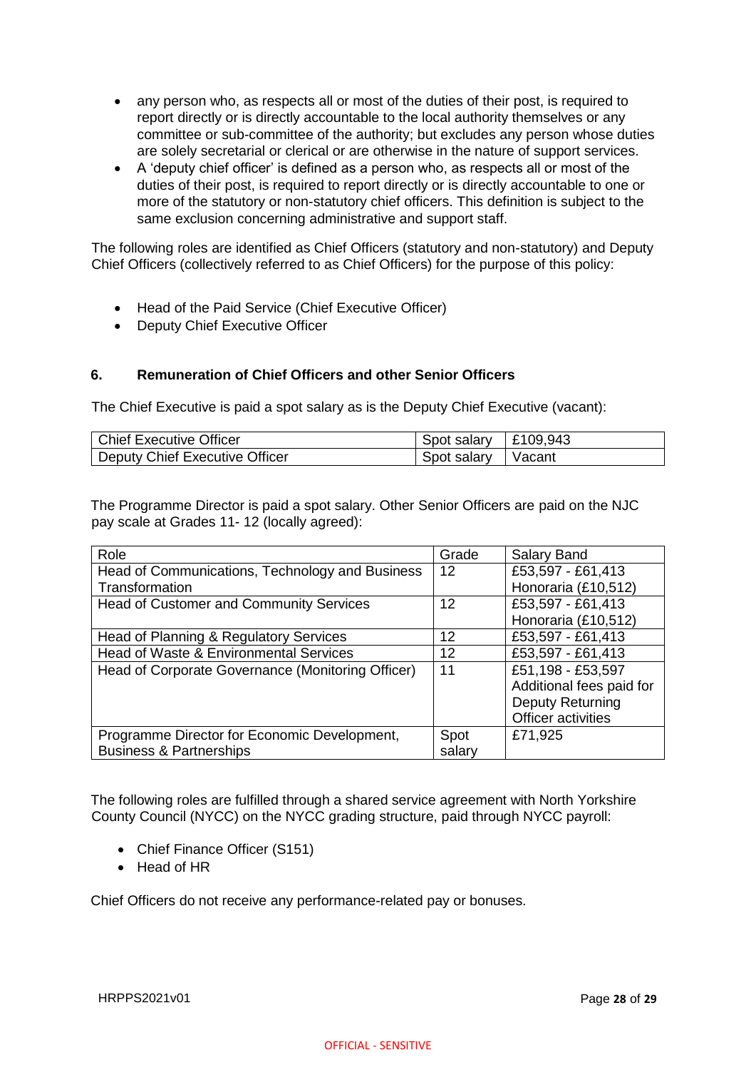- any person who, as respects all or most of the duties of their post, is required to report directly or is directly accountable to the local authority themselves or any committee or sub-committee of the authority; but excludes any person whose duties are solely secretarial or clerical or are otherwise in the nature of support services.
- A 'deputy chief officer' is defined as a person who, as respects all or most of the duties of their post, is required to report directly or is directly accountable to one or more of the statutory or non-statutory chief officers. This definition is subject to the same exclusion concerning administrative and support staff.

The following roles are identified as Chief Officers (statutory and non-statutory) and Deputy Chief Officers (collectively referred to as Chief Officers) for the purpose of this policy:

- Head of the Paid Service (Chief Executive Officer)
- Deputy Chief Executive Officer

## 6. Remuneration of Chief Officers and other Senior Officers

The Chief Executive is paid a spot salary as is the Deputy Chief Executive (vacant):

| | | |
|---|---|---|
| Chief Executive Officer | Spot salary | £109,943 |
| Deputy Chief Executive Officer | Spot salary | Vacant |

The Programme Director is paid a spot salary. Other Senior Officers are paid on the NJC pay scale at Grades 11- 12 (locally agreed):

| Role | Grade | Salary Band |
|---|---|---|
| Head of Communications, Technology and Business Transformation | 12 | £53,597 - £61,413 Honoraria (£10,512) |
| Head of Customer and Community Services | 12 | £53,597 - £61,413 Honoraria (£10,512) |
| Head of Planning & Regulatory Services | 12 | £53,597 - £61,413 |
| Head of Waste & Environmental Services | 12 | £53,597 - £61,413 |
| Head of Corporate Governance (Monitoring Officer) | 11 | £51,198 - £53,597 Additional fees paid for Deputy Returning Officer activities |
| Programme Director for Economic Development, Business & Partnerships | Spot salary | £71,925 |

The following roles are fulfilled through a shared service agreement with North Yorkshire County Council (NYCC) on the NYCC grading structure, paid through NYCC payroll:

- Chief Finance Officer (S151)
- Head of HR

Chief Officers do not receive any performance-related pay or bonuses.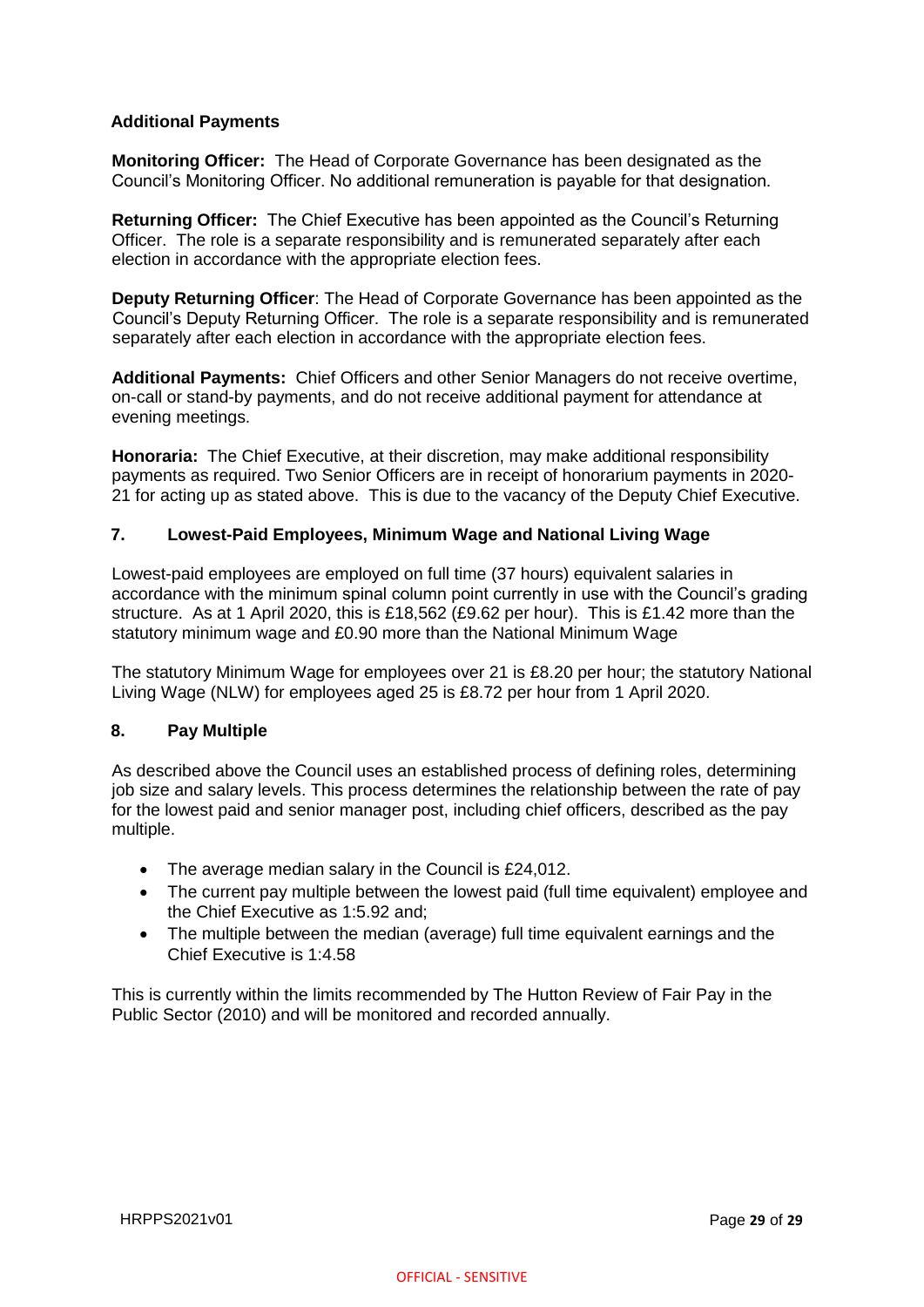**Additional Payments**

**Monitoring Officer:** The Head of Corporate Governance has been designated as the Council's Monitoring Officer. No additional remuneration is payable for that designation.

**Returning Officer:** The Chief Executive has been appointed as the Council's Returning Officer. The role is a separate responsibility and is remunerated separately after each election in accordance with the appropriate election fees.

**Deputy Returning Officer**: The Head of Corporate Governance has been appointed as the Council's Deputy Returning Officer. The role is a separate responsibility and is remunerated separately after each election in accordance with the appropriate election fees.

**Additional Payments:** Chief Officers and other Senior Managers do not receive overtime, on-call or stand-by payments, and do not receive additional payment for attendance at evening meetings.

**Honoraria:** The Chief Executive, at their discretion, may make additional responsibility payments as required. Two Senior Officers are in receipt of honorarium payments in 2020-21 for acting up as stated above. This is due to the vacancy of the Deputy Chief Executive.

## 7. Lowest-Paid Employees, Minimum Wage and National Living Wage

Lowest-paid employees are employed on full time (37 hours) equivalent salaries in accordance with the minimum spinal column point currently in use with the Council's grading structure. As at 1 April 2020, this is £18,562 (£9.62 per hour). This is £1.42 more than the statutory minimum wage and £0.90 more than the National Minimum Wage

The statutory Minimum Wage for employees over 21 is £8.20 per hour; the statutory National Living Wage (NLW) for employees aged 25 is £8.72 per hour from 1 April 2020.

## 8. Pay Multiple

As described above the Council uses an established process of defining roles, determining job size and salary levels. This process determines the relationship between the rate of pay for the lowest paid and senior manager post, including chief officers, described as the pay multiple.

- The average median salary in the Council is £24,012.
- The current pay multiple between the lowest paid (full time equivalent) employee and the Chief Executive as 1:5.92 and;
- The multiple between the median (average) full time equivalent earnings and the Chief Executive is 1:4.58

This is currently within the limits recommended by The Hutton Review of Fair Pay in the Public Sector (2010) and will be monitored and recorded annually.